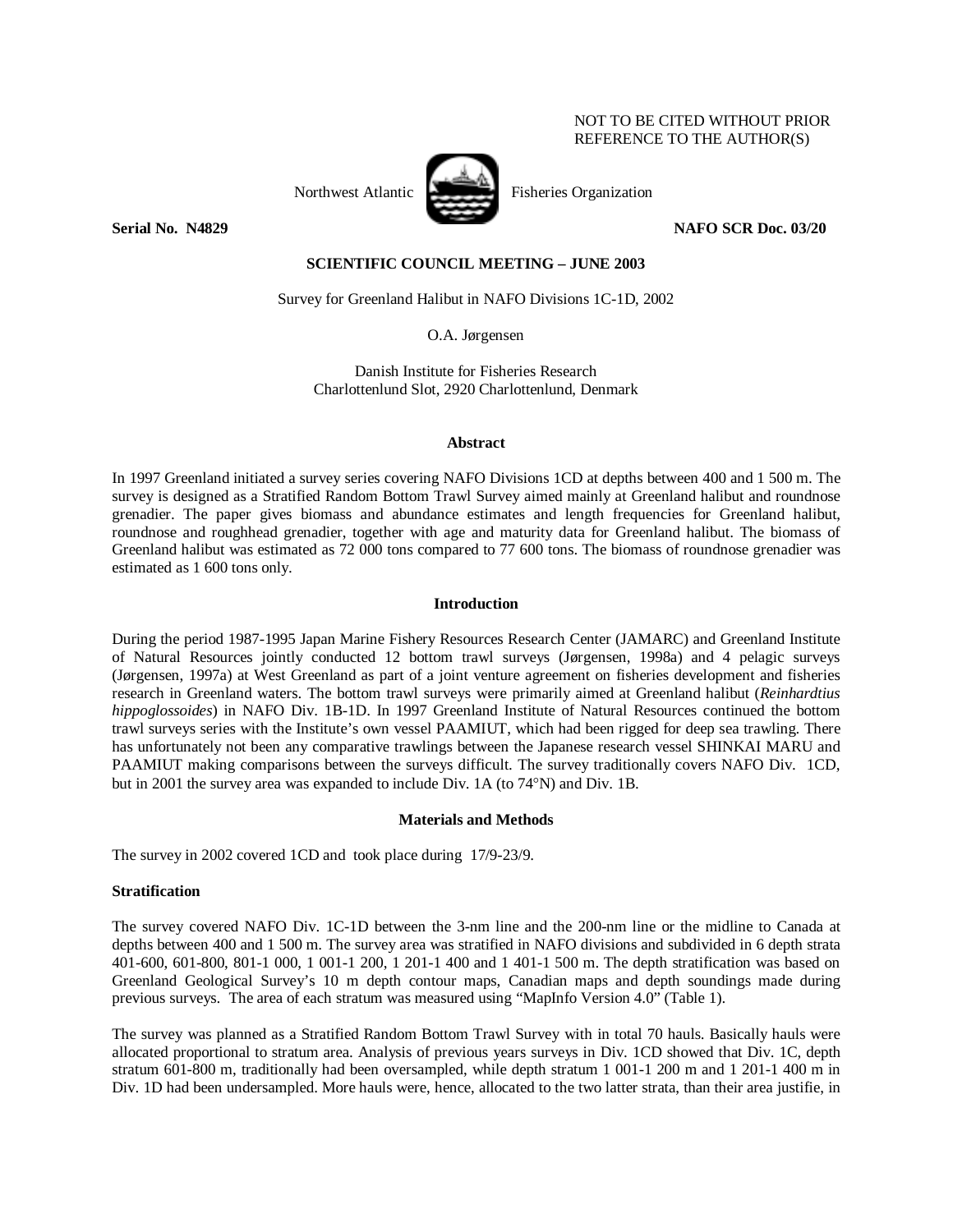NOT TO BE CITED WITHOUT PRIOR REFERENCE TO THE AUTHOR(S)

Northwest Atlantic Fisheries Organization

**Serial No. N4829** **NAFO SCR Doc. 03/20**

**SCIENTIFIC COUNCIL MEETING – JUNE 2003**

Survey for Greenland Halibut in NAFO Divisions 1C-1D, 2002

O.A. Jørgensen

Danish Institute for Fisheries Research
Charlottenlund Slot, 2920 Charlottenlund, Denmark

### Abstract

In 1997 Greenland initiated a survey series covering NAFO Divisions 1CD at depths between 400 and 1 500 m. The survey is designed as a Stratified Random Bottom Trawl Survey aimed mainly at Greenland halibut and roundnose grenadier. The paper gives biomass and abundance estimates and length frequencies for Greenland halibut, roundnose and roughhead grenadier, together with age and maturity data for Greenland halibut. The biomass of Greenland halibut was estimated as 72 000 tons compared to 77 600 tons. The biomass of roundnose grenadier was estimated as 1 600 tons only.

### Introduction

During the period 1987-1995 Japan Marine Fishery Resources Research Center (JAMARC) and Greenland Institute of Natural Resources jointly conducted 12 bottom trawl surveys (Jørgensen, 1998a) and 4 pelagic surveys (Jørgensen, 1997a) at West Greenland as part of a joint venture agreement on fisheries development and fisheries research in Greenland waters. The bottom trawl surveys were primarily aimed at Greenland halibut (*Reinhardtius hippoglossoides*) in NAFO Div. 1B-1D. In 1997 Greenland Institute of Natural Resources continued the bottom trawl surveys series with the Institute's own vessel PAAMIUT, which had been rigged for deep sea trawling. There has unfortunately not been any comparative trawlings between the Japanese research vessel SHINKAI MARU and PAAMIUT making comparisons between the surveys difficult. The survey traditionally covers NAFO Div. 1CD, but in 2001 the survey area was expanded to include Div. 1A (to 74°N) and Div. 1B.

### Materials and Methods

The survey in 2002 covered 1CD and took place during 17/9-23/9.

#### Stratification

The survey covered NAFO Div. 1C-1D between the 3-nm line and the 200-nm line or the midline to Canada at depths between 400 and 1 500 m. The survey area was stratified in NAFO divisions and subdivided in 6 depth strata 401-600, 601-800, 801-1 000, 1 001-1 200, 1 201-1 400 and 1 401-1 500 m. The depth stratification was based on Greenland Geological Survey's 10 m depth contour maps, Canadian maps and depth soundings made during previous surveys. The area of each stratum was measured using "MapInfo Version 4.0" (Table 1).

The survey was planned as a Stratified Random Bottom Trawl Survey with in total 70 hauls. Basically hauls were allocated proportional to stratum area. Analysis of previous years surveys in Div. 1CD showed that Div. 1C, depth stratum 601-800 m, traditionally had been oversampled, while depth stratum 1 001-1 200 m and 1 201-1 400 m in Div. 1D had been undersampled. More hauls were, hence, allocated to the two latter strata, than their area justifie, in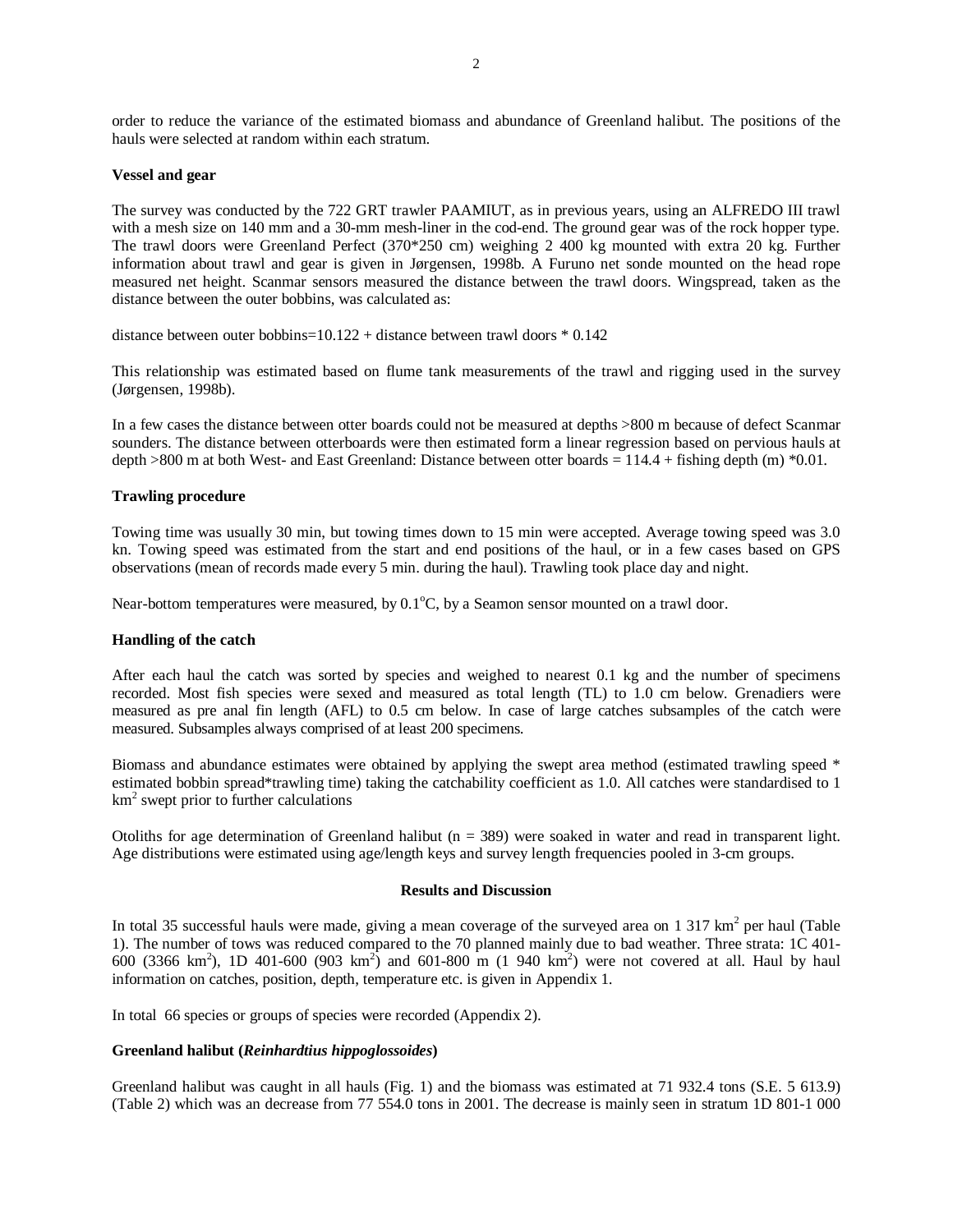order to reduce the variance of the estimated biomass and abundance of Greenland halibut. The positions of the hauls were selected at random within each stratum.

**Vessel and gear**

The survey was conducted by the 722 GRT trawler PAAMIUT, as in previous years, using an ALFREDO III trawl with a mesh size on 140 mm and a 30-mm mesh-liner in the cod-end. The ground gear was of the rock hopper type. The trawl doors were Greenland Perfect (370*250 cm) weighing 2 400 kg mounted with extra 20 kg. Further information about trawl and gear is given in Jørgensen, 1998b. A Furuno net sonde mounted on the head rope measured net height. Scanmar sensors measured the distance between the trawl doors. Wingspread, taken as the distance between the outer bobbins, was calculated as:

distance between outer bobbins=10.122 + distance between trawl doors * 0.142

This relationship was estimated based on flume tank measurements of the trawl and rigging used in the survey (Jørgensen, 1998b).

In a few cases the distance between otter boards could not be measured at depths >800 m because of defect Scanmar sounders. The distance between otterboards were then estimated form a linear regression based on pervious hauls at depth >800 m at both West- and East Greenland: Distance between otter boards = 114.4 + fishing depth (m) *0.01.

**Trawling procedure**

Towing time was usually 30 min, but towing times down to 15 min were accepted. Average towing speed was 3.0 kn. Towing speed was estimated from the start and end positions of the haul, or in a few cases based on GPS observations (mean of records made every 5 min. during the haul). Trawling took place day and night.

Near-bottom temperatures were measured, by 0.1°C, by a Seamon sensor mounted on a trawl door.

**Handling of the catch**

After each haul the catch was sorted by species and weighed to nearest 0.1 kg and the number of specimens recorded. Most fish species were sexed and measured as total length (TL) to 1.0 cm below. Grenadiers were measured as pre anal fin length (AFL) to 0.5 cm below. In case of large catches subsamples of the catch were measured. Subsamples always comprised of at least 200 specimens.

Biomass and abundance estimates were obtained by applying the swept area method (estimated trawling speed * estimated bobbin spread*trawling time) taking the catchability coefficient as 1.0. All catches were standardised to 1 $km^2$ swept prior to further calculations

Otoliths for age determination of Greenland halibut (n = 389) were soaked in water and read in transparent light. Age distributions were estimated using age/length keys and survey length frequencies pooled in 3-cm groups.

## Results and Discussion

In total 35 successful hauls were made, giving a mean coverage of the surveyed area on 1 317 $km^2$ per haul (Table 1). The number of tows was reduced compared to the 70 planned mainly due to bad weather. Three strata: 1C 401-600 (3366 $km^2$), 1D 401-600 (903 $km^2$) and 601-800 m (1 940 $km^2$) were not covered at all. Haul by haul information on catches, position, depth, temperature etc. is given in Appendix 1.

In total 66 species or groups of species were recorded (Appendix 2).

**Greenland halibut (*Reinhardtius hippoglossoides*)**

Greenland halibut was caught in all hauls (Fig. 1) and the biomass was estimated at 71 932.4 tons (S.E. 5 613.9) (Table 2) which was an decrease from 77 554.0 tons in 2001. The decrease is mainly seen in stratum 1D 801-1 000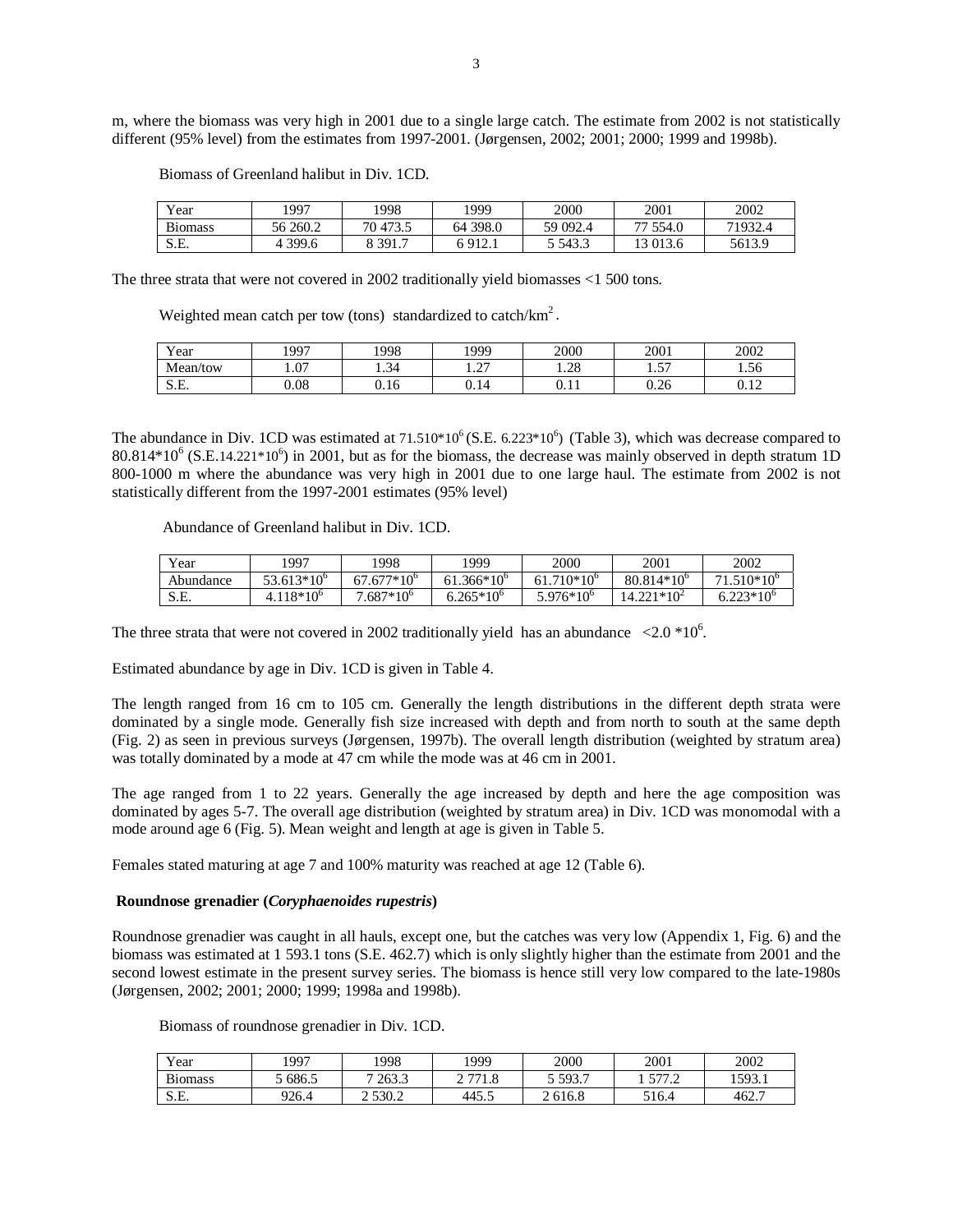m, where the biomass was very high in 2001 due to a single large catch. The estimate from 2002 is not statistically different (95% level) from the estimates from 1997-2001. (Jørgensen, 2002; 2001; 2000; 1999 and 1998b).

Biomass of Greenland halibut in Div. 1CD.

| Year | 1997 | 1998 | 1999 | 2000 | 2001 | 2002 |
|---|---|---|---|---|---|---|
| Biomass | 56 260.2 | 70 473.5 | 64 398.0 | 59 092.4 | 77 554.0 | 71932.4 |
| S.E. | 4 399.6 | 8 391.7 | 6 912.1 | 5 543.3 | 13 013.6 | 5613.9 |

The three strata that were not covered in 2002 traditionally yield biomasses <1 500 tons.

Weighted mean catch per tow (tons) standardized to catch/km$^2$.

| Year | 1997 | 1998 | 1999 | 2000 | 2001 | 2002 |
|---|---|---|---|---|---|---|
| Mean/tow | 1.07 | 1.34 | 1.27 | 1.28 | 1.57 | 1.56 |
| S.E. | 0.08 | 0.16 | 0.14 | 0.11 | 0.26 | 0.12 |

The abundance in Div. 1CD was estimated at $71.510*10^6$ (S.E. $6.223*10^6$) (Table 3), which was decrease compared to $80.814*10^6$ (S.E.$14.221*10^6$) in 2001, but as for the biomass, the decrease was mainly observed in depth stratum 1D 800-1000 m where the abundance was very high in 2001 due to one large haul. The estimate from 2002 is not statistically different from the 1997-2001 estimates (95% level)

Abundance of Greenland halibut in Div. 1CD.

| Year | 1997 | 1998 | 1999 | 2000 | 2001 | 2002 |
|---|---|---|---|---|---|---|
| Abundance | $53.613*10^6$ | $67.677*10^6$ | $61.366*10^6$ | $61.710*10^6$ | $80.814*10^6$ | $71.510*10^6$ |
| S.E. | $4.118*10^6$ | $7.687*10^6$ | $6.265*10^6$ | $5.976*10^6$ | $14.221*10^2$ | $6.223*10^6$ |

The three strata that were not covered in 2002 traditionally yield has an abundance $<2.0 *10^6$.

Estimated abundance by age in Div. 1CD is given in Table 4.

The length ranged from 16 cm to 105 cm. Generally the length distributions in the different depth strata were dominated by a single mode. Generally fish size increased with depth and from north to south at the same depth (Fig. 2) as seen in previous surveys (Jørgensen, 1997b). The overall length distribution (weighted by stratum area) was totally dominated by a mode at 47 cm while the mode was at 46 cm in 2001.

The age ranged from 1 to 22 years. Generally the age increased by depth and here the age composition was dominated by ages 5-7. The overall age distribution (weighted by stratum area) in Div. 1CD was monomodal with a mode around age 6 (Fig. 5). Mean weight and length at age is given in Table 5.

Females stated maturing at age 7 and 100% maturity was reached at age 12 (Table 6).

### Roundnose grenadier (*Coryphaenoides rupestris*)

Roundnose grenadier was caught in all hauls, except one, but the catches was very low (Appendix 1, Fig. 6) and the biomass was estimated at 1 593.1 tons (S.E. 462.7) which is only slightly higher than the estimate from 2001 and the second lowest estimate in the present survey series. The biomass is hence still very low compared to the late-1980s (Jørgensen, 2002; 2001; 2000; 1999; 1998a and 1998b).

Biomass of roundnose grenadier in Div. 1CD.

| Year | 1997 | 1998 | 1999 | 2000 | 2001 | 2002 |
|---|---|---|---|---|---|---|
| Biomass | 5 686.5 | 7 263.3 | 2 771.8 | 5 593.7 | 1 577.2 | 1593.1 |
| S.E. | 926.4 | 2 530.2 | 445.5 | 2 616.8 | 516.4 | 462.7 |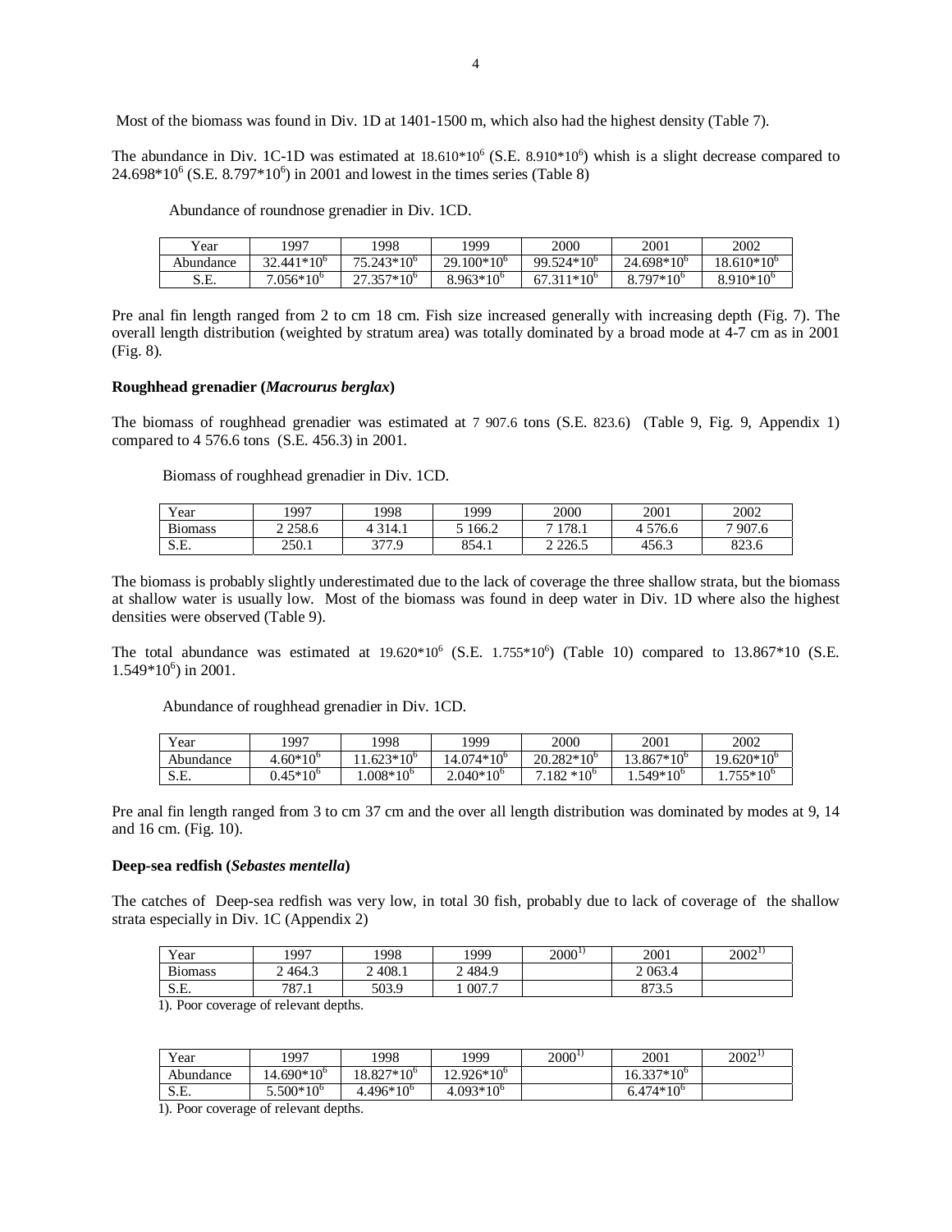Most of the biomass was found in Div. 1D at 1401-1500 m, which also had the highest density (Table 7).

The abundance in Div. 1C-1D was estimated at $18.610*10^6$ (S.E. $8.910*10^6$) whish is a slight decrease compared to $24.698*10^6$ (S.E. $8.797*10^6$) in 2001 and lowest in the times series (Table 8)

Abundance of roundnose grenadier in Div. 1CD.

| Year | 1997 | 1998 | 1999 | 2000 | 2001 | 2002 |
|---|---|---|---|---|---|---|
| Abundance | $32.441*10^6$ | $75.243*10^6$ | $29.100*10^6$ | $99.524*10^6$ | $24.698*10^6$ | $18.610*10^6$ |
| S.E. | $7.056*10^6$ | $27.357*10^6$ | $8.963*10^6$ | $67.311*10^6$ | $8.797*10^6$ | $8.910*10^6$ |

Pre anal fin length ranged from 2 to cm 18 cm. Fish size increased generally with increasing depth (Fig. 7). The overall length distribution (weighted by stratum area) was totally dominated by a broad mode at 4-7 cm as in 2001 (Fig. 8).

**Roughhead grenadier (*Macrourus berglax*)**

The biomass of roughhead grenadier was estimated at 7 907.6 tons (S.E. 823.6) (Table 9, Fig. 9, Appendix 1) compared to 4 576.6 tons (S.E. 456.3) in 2001.

Biomass of roughhead grenadier in Div. 1CD.

| Year | 1997 | 1998 | 1999 | 2000 | 2001 | 2002 |
|---|---|---|---|---|---|---|
| Biomass | 2 258.6 | 4 314.1 | 5 166.2 | 7 178.1 | 4 576.6 | 7 907.6 |
| S.E. | 250.1 | 377.9 | 854.1 | 2 226.5 | 456.3 | 823.6 |

The biomass is probably slightly underestimated due to the lack of coverage the three shallow strata, but the biomass at shallow water is usually low. Most of the biomass was found in deep water in Div. 1D where also the highest densities were observed (Table 9).

The total abundance was estimated at $19.620*10^6$ (S.E. $1.755*10^6$) (Table 10) compared to 13.867*10 (S.E. $1.549*10^6$) in 2001.

Abundance of roughhead grenadier in Div. 1CD.

| Year | 1997 | 1998 | 1999 | 2000 | 2001 | 2002 |
|---|---|---|---|---|---|---|
| Abundance | $4.60*10^6$ | $11.623*10^6$ | $14.074*10^6$ | $20.282*10^6$ | $13.867*10^6$ | $19.620*10^6$ |
| S.E. | $0.45*10^6$ | $1.008*10^6$ | $2.040*10^6$ | $7.182 *10^6$ | $1.549*10^6$ | $1.755*10^6$ |

Pre anal fin length ranged from 3 to cm 37 cm and the over all length distribution was dominated by modes at 9, 14 and 16 cm. (Fig. 10).

**Deep-sea redfish (*Sebastes mentella*)**

The catches of Deep-sea redfish was very low, in total 30 fish, probably due to lack of coverage of the shallow strata especially in Div. 1C (Appendix 2)

| Year | 1997 | 1998 | 1999 | 2000[1)] | 2001 | 2002[1)] |
|---|---|---|---|---|---|---|
| Biomass | 2 464.3 | 2 408.1 | 2 484.9 | | 2 063.4 | |
| S.E. | 787.1 | 503.9 | 1 007.7 | | 873.5 | |

1). Poor coverage of relevant depths.

| Year | 1997 | 1998 | 1999 | 2000[1)] | 2001 | 2002[1)] |
|---|---|---|---|---|---|---|
| Abundance | $14.690*10^6$ | $18.827*10^6$ | $12.926*10^6$ | | $16.337*10^6$ | |
| S.E. | $5.500*10^6$ | $4.496*10^6$ | $4.093*10^6$ | | $6.474*10^6$ | |

1). Poor coverage of relevant depths.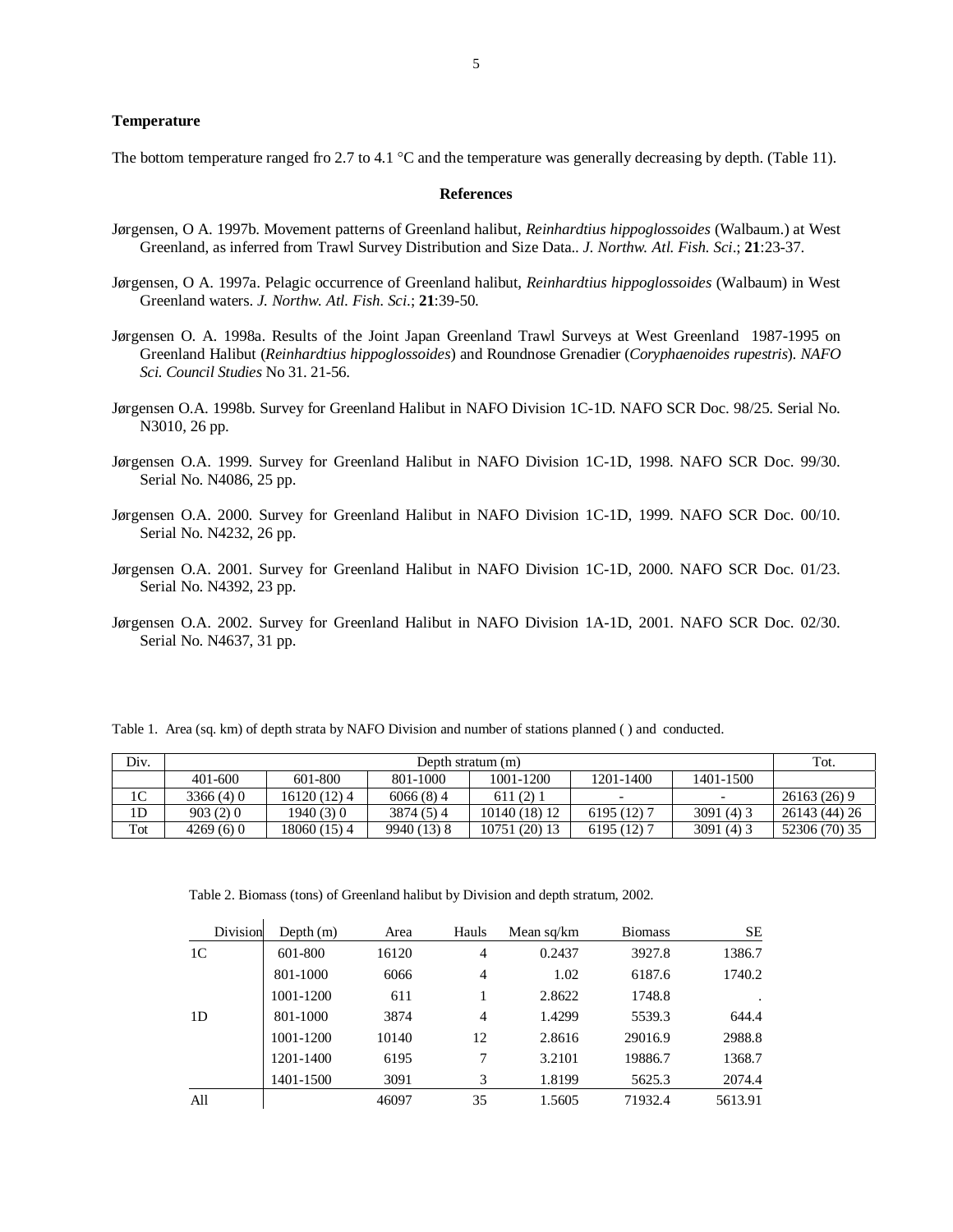## Temperature

The bottom temperature ranged fro 2.7 to 4.1 °C and the temperature was generally decreasing by depth. (Table 11).

## References

Jørgensen, O A. 1997b. Movement patterns of Greenland halibut, *Reinhardtius hippoglossoides* (Walbaum.) at West Greenland, as inferred from Trawl Survey Distribution and Size Data.. *J. Northw. Atl. Fish. Sci*.; **21**:23-37.

Jørgensen, O A. 1997a. Pelagic occurrence of Greenland halibut, *Reinhardtius hippoglossoides* (Walbaum) in West Greenland waters. *J. Northw. Atl. Fish. Sci.*; **21**:39-50.

Jørgensen O. A. 1998a. Results of the Joint Japan Greenland Trawl Surveys at West Greenland 1987-1995 on Greenland Halibut (*Reinhardtius hippoglossoides*) and Roundnose Grenadier (*Coryphaenoides rupestris*). *NAFO Sci. Council Studies* No 31. 21-56.

Jørgensen O.A. 1998b. Survey for Greenland Halibut in NAFO Division 1C-1D. NAFO SCR Doc. 98/25. Serial No. N3010, 26 pp.

Jørgensen O.A. 1999. Survey for Greenland Halibut in NAFO Division 1C-1D, 1998. NAFO SCR Doc. 99/30. Serial No. N4086, 25 pp.

Jørgensen O.A. 2000. Survey for Greenland Halibut in NAFO Division 1C-1D, 1999. NAFO SCR Doc. 00/10. Serial No. N4232, 26 pp.

Jørgensen O.A. 2001. Survey for Greenland Halibut in NAFO Division 1C-1D, 2000. NAFO SCR Doc. 01/23. Serial No. N4392, 23 pp.

Jørgensen O.A. 2002. Survey for Greenland Halibut in NAFO Division 1A-1D, 2001. NAFO SCR Doc. 02/30. Serial No. N4637, 31 pp.

Table 1. Area (sq. km) of depth strata by NAFO Division and number of stations planned ( ) and conducted.

| Div. | Depth stratum (m) | | | | | | Tot. |
|---|---|---|---|---|---|---|---|
| | 401-600 | 601-800 | 801-1000 | 1001-1200 | 1201-1400 | 1401-1500 | |
| 1C | 3366 (4) 0 | 16120 (12) 4 | 6066 (8) 4 | 611 (2) 1 | - | - | 26163 (26) 9 |
| 1D | 903 (2) 0 | 1940 (3) 0 | 3874 (5) 4 | 10140 (18) 12 | 6195 (12) 7 | 3091 (4) 3 | 26143 (44) 26 |
| Tot | 4269 (6) 0 | 18060 (15) 4 | 9940 (13) 8 | 10751 (20) 13 | 6195 (12) 7 | 3091 (4) 3 | 52306 (70) 35 |

Table 2. Biomass (tons) of Greenland halibut by Division and depth stratum, 2002.

| Division | Depth (m) | Area | Hauls | Mean sq/km | Biomass | SE |
|---|---|---|---|---|---|---|
| 1C | 601-800 | 16120 | 4 | 0.2437 | 3927.8 | 1386.7 |
| | 801-1000 | 6066 | 4 | 1.02 | 6187.6 | 1740.2 |
| | 1001-1200 | 611 | 1 | 2.8622 | 1748.8 | . |
| 1D | 801-1000 | 3874 | 4 | 1.4299 | 5539.3 | 644.4 |
| | 1001-1200 | 10140 | 12 | 2.8616 | 29016.9 | 2988.8 |
| | 1201-1400 | 6195 | 7 | 3.2101 | 19886.7 | 1368.7 |
| | 1401-1500 | 3091 | 3 | 1.8199 | 5625.3 | 2074.4 |
| All | | 46097 | 35 | 1.5605 | 71932.4 | 5613.91 |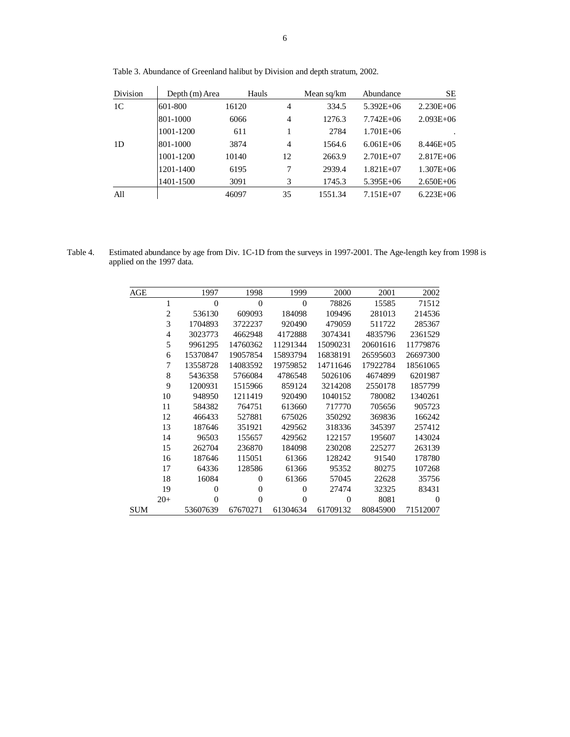Table 3. Abundance of Greenland halibut by Division and depth stratum, 2002.

| Division | Depth (m) | Area | Hauls | Mean sq/km | Abundance | SE |
|---|---|---|---|---|---|---|
| 1C | 601-800 | 16120 | 4 | 334.5 | 5.392E+06 | 2.230E+06 |
| | 801-1000 | 6066 | 4 | 1276.3 | 7.742E+06 | 2.093E+06 |
| | 1001-1200 | 611 | 1 | 2784 | 1.701E+06 | . |
| 1D | 801-1000 | 3874 | 4 | 1564.6 | 6.061E+06 | 8.446E+05 |
| | 1001-1200 | 10140 | 12 | 2663.9 | 2.701E+07 | 2.817E+06 |
| | 1201-1400 | 6195 | 7 | 2939.4 | 1.821E+07 | 1.307E+06 |
| | 1401-1500 | 3091 | 3 | 1745.3 | 5.395E+06 | 2.650E+06 |
| All | | 46097 | 35 | 1551.34 | 7.151E+07 | 6.223E+06 |

Table 4. Estimated abundance by age from Div. 1C-1D from the surveys in 1997-2001. The Age-length key from 1998 is applied on the 1997 data.

| AGE | 1997 | 1998 | 1999 | 2000 | 2001 | 2002 |
|---|---|---|---|---|---|---|
| 1 | 0 | 0 | 0 | 78826 | 15585 | 71512 |
| 2 | 536130 | 609093 | 184098 | 109496 | 281013 | 214536 |
| 3 | 1704893 | 3722237 | 920490 | 479059 | 511722 | 285367 |
| 4 | 3023773 | 4662948 | 4172888 | 3074341 | 4835796 | 2361529 |
| 5 | 9961295 | 14760362 | 11291344 | 15090231 | 20601616 | 11779876 |
| 6 | 15370847 | 19057854 | 15893794 | 16838191 | 26595603 | 26697300 |
| 7 | 13558728 | 14083592 | 19759852 | 14711646 | 17922784 | 18561065 |
| 8 | 5436358 | 5766084 | 4786548 | 5026106 | 4674899 | 6201987 |
| 9 | 1200931 | 1515966 | 859124 | 3214208 | 2550178 | 1857799 |
| 10 | 948950 | 1211419 | 920490 | 1040152 | 780082 | 1340261 |
| 11 | 584382 | 764751 | 613660 | 717770 | 705656 | 905723 |
| 12 | 466433 | 527881 | 675026 | 350292 | 369836 | 166242 |
| 13 | 187646 | 351921 | 429562 | 318336 | 345397 | 257412 |
| 14 | 96503 | 155657 | 429562 | 122157 | 195607 | 143024 |
| 15 | 262704 | 236870 | 184098 | 230208 | 225277 | 263139 |
| 16 | 187646 | 115051 | 61366 | 128242 | 91540 | 178780 |
| 17 | 64336 | 128586 | 61366 | 95352 | 80275 | 107268 |
| 18 | 16084 | 0 | 61366 | 57045 | 22628 | 35756 |
| 19 | 0 | 0 | 0 | 27474 | 32325 | 83431 |
| 20+ | 0 | 0 | 0 | 0 | 8081 | 0 |
| SUM | 53607639 | 67670271 | 61304634 | 61709132 | 80845900 | 71512007 |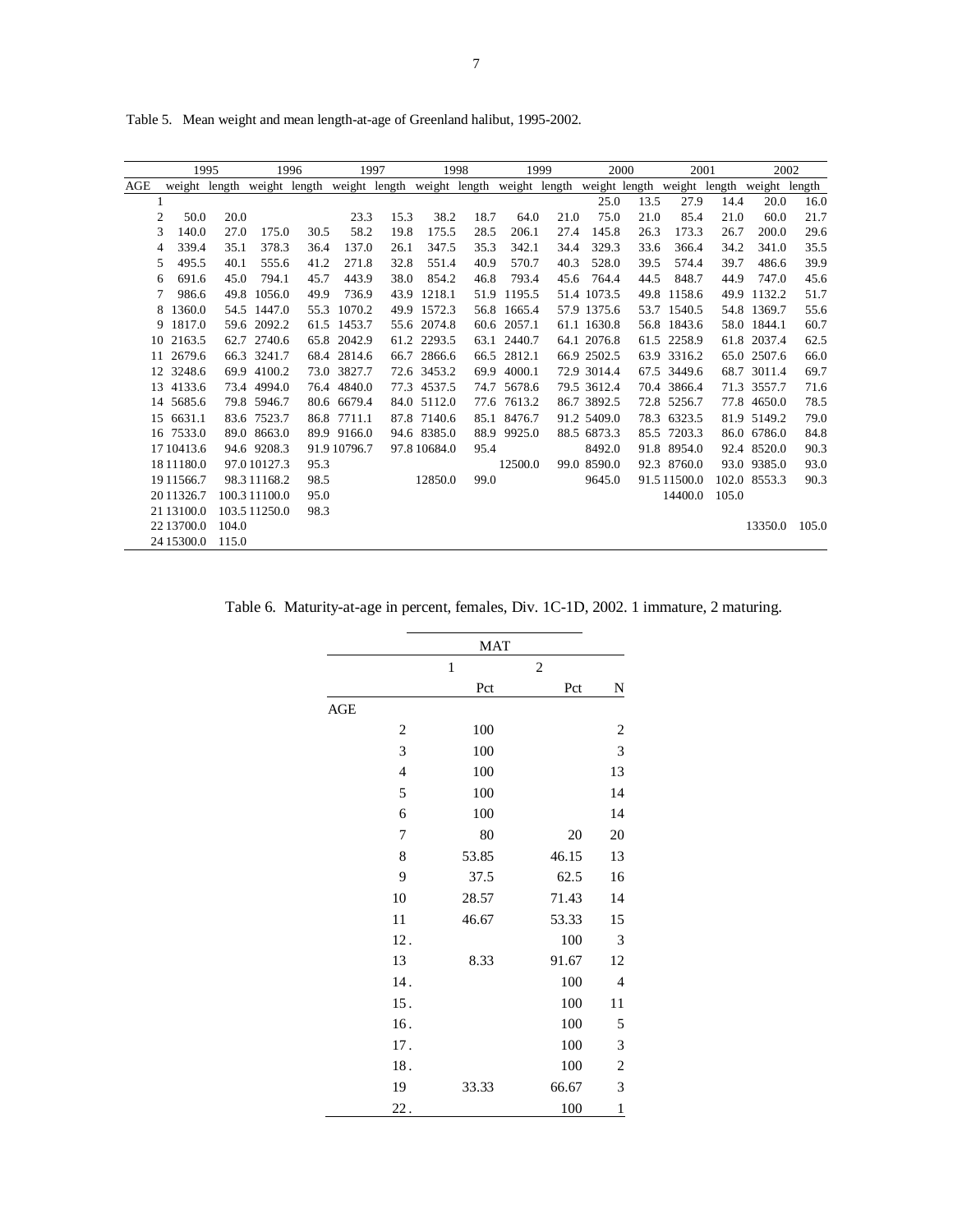Table 5. Mean weight and mean length-at-age of Greenland halibut, 1995-2002.

| | 1995 | | 1996 | | 1997 | | 1998 | | 1999 | | 2000 | | 2001 | | 2002 | |
|---|---|---|---|---|---|---|---|---|---|---|---|---|---|---|---|---|
| AGE | weight | length | weight | length | weight | length | weight | length | weight | length | weight | length | weight | length | weight | length |
| 1 | | | | | | | | | | | 25.0 | 13.5 | 27.9 | 14.4 | 20.0 | 16.0 |
| 2 | 50.0 | 20.0 | | | 23.3 | 15.3 | 38.2 | 18.7 | 64.0 | 21.0 | 75.0 | 21.0 | 85.4 | 21.0 | 60.0 | 21.7 |
| 3 | 140.0 | 27.0 | 175.0 | 30.5 | 58.2 | 19.8 | 175.5 | 28.5 | 206.1 | 27.4 | 145.8 | 26.3 | 173.3 | 26.7 | 200.0 | 29.6 |
| 4 | 339.4 | 35.1 | 378.3 | 36.4 | 137.0 | 26.1 | 347.5 | 35.3 | 342.1 | 34.4 | 329.3 | 33.6 | 366.4 | 34.2 | 341.0 | 35.5 |
| 5 | 495.5 | 40.1 | 555.6 | 41.2 | 271.8 | 32.8 | 551.4 | 40.9 | 570.7 | 40.3 | 528.0 | 39.5 | 574.4 | 39.7 | 486.6 | 39.9 |
| 6 | 691.6 | 45.0 | 794.1 | 45.7 | 443.9 | 38.0 | 854.2 | 46.8 | 793.4 | 45.6 | 764.4 | 44.5 | 848.7 | 44.9 | 747.0 | 45.6 |
| 7 | 986.6 | 49.8 | 1056.0 | 49.9 | 736.9 | 43.9 | 1218.1 | 51.9 | 1195.5 | 51.4 | 1073.5 | 49.8 | 1158.6 | 49.9 | 1132.2 | 51.7 |
| 8 | 1360.0 | 54.5 | 1447.0 | 55.3 | 1070.2 | 49.9 | 1572.3 | 56.8 | 1665.4 | 57.9 | 1375.6 | 53.7 | 1540.5 | 54.8 | 1369.7 | 55.6 |
| 9 | 1817.0 | 59.6 | 2092.2 | 61.5 | 1453.7 | 55.6 | 2074.8 | 60.6 | 2057.1 | 61.1 | 1630.8 | 56.8 | 1843.6 | 58.0 | 1844.1 | 60.7 |
| 10 | 2163.5 | 62.7 | 2740.6 | 65.8 | 2042.9 | 61.2 | 2293.5 | 63.1 | 2440.7 | 64.1 | 2076.8 | 61.5 | 2258.9 | 61.8 | 2037.4 | 62.5 |
| 11 | 2679.6 | 66.3 | 3241.7 | 68.4 | 2814.6 | 66.7 | 2866.6 | 66.5 | 2812.1 | 66.9 | 2502.5 | 63.9 | 3316.2 | 65.0 | 2507.6 | 66.0 |
| 12 | 3248.6 | 69.9 | 4100.2 | 73.0 | 3827.7 | 72.6 | 3453.2 | 69.9 | 4000.1 | 72.9 | 3014.4 | 67.5 | 3449.6 | 68.7 | 3011.4 | 69.7 |
| 13 | 4133.6 | 73.4 | 4994.0 | 76.4 | 4840.0 | 77.3 | 4537.5 | 74.7 | 5678.6 | 79.5 | 3612.4 | 70.4 | 3866.4 | 71.3 | 3557.7 | 71.6 |
| 14 | 5685.6 | 79.8 | 5946.7 | 80.6 | 6679.4 | 84.0 | 5112.0 | 77.6 | 7613.2 | 86.7 | 3892.5 | 72.8 | 5256.7 | 77.8 | 4650.0 | 78.5 |
| 15 | 6631.1 | 83.6 | 7523.7 | 86.8 | 7711.1 | 87.8 | 7140.6 | 85.1 | 8476.7 | 91.2 | 5409.0 | 78.3 | 6323.5 | 81.9 | 5149.2 | 79.0 |
| 16 | 7533.0 | 89.0 | 8663.0 | 89.9 | 9166.0 | 94.6 | 8385.0 | 88.9 | 9925.0 | 88.5 | 6873.3 | 85.5 | 7203.3 | 86.0 | 6786.0 | 84.8 |
| 17 | 10413.6 | 94.6 | 9208.3 | 91.9 | 10796.7 | 97.8 | 10684.0 | 95.4 | | | 8492.0 | 91.8 | 8954.0 | 92.4 | 8520.0 | 90.3 |
| 18 | 11180.0 | 97.0 | 10127.3 | 95.3 | | | | | 12500.0 | 99.0 | 8590.0 | 92.3 | 8760.0 | 93.0 | 9385.0 | 93.0 |
| 19 | 11566.7 | 98.3 | 11168.2 | 98.5 | | | 12850.0 | 99.0 | | | 9645.0 | 91.5 | 11500.0 | 102.0 | 8553.3 | 90.3 |
| 20 | 11326.7 | 100.3 | 11100.0 | 95.0 | | | | | | | | | 14400.0 | 105.0 | | |
| 21 | 13100.0 | 103.5 | 11250.0 | 98.3 | | | | | | | | | | | | |
| 22 | 13700.0 | 104.0 | | | | | | | | | | | | | 13350.0 | 105.0 |
| 24 | 15300.0 | 115.0 | | | | | | | | | | | | | | |

Table 6. Maturity-at-age in percent, females, Div. 1C-1D, 2002. 1 immature, 2 maturing.

| | MAT | | |
|---|---|---|---|
| | 1 | 2 | |
| | Pct | Pct | N |
| AGE | | | |
| 2 | 100 | | 2 |
| 3 | 100 | | 3 |
| 4 | 100 | | 13 |
| 5 | 100 | | 14 |
| 6 | 100 | | 14 |
| 7 | 80 | 20 | 20 |
| 8 | 53.85 | 46.15 | 13 |
| 9 | 37.5 | 62.5 | 16 |
| 10 | 28.57 | 71.43 | 14 |
| 11 | 46.67 | 53.33 | 15 |
| 12 | . | 100 | 3 |
| 13 | 8.33 | 91.67 | 12 |
| 14 | . | 100 | 4 |
| 15 | . | 100 | 11 |
| 16 | . | 100 | 5 |
| 17 | . | 100 | 3 |
| 18 | . | 100 | 2 |
| 19 | 33.33 | 66.67 | 3 |
| 22 | . | 100 | 1 |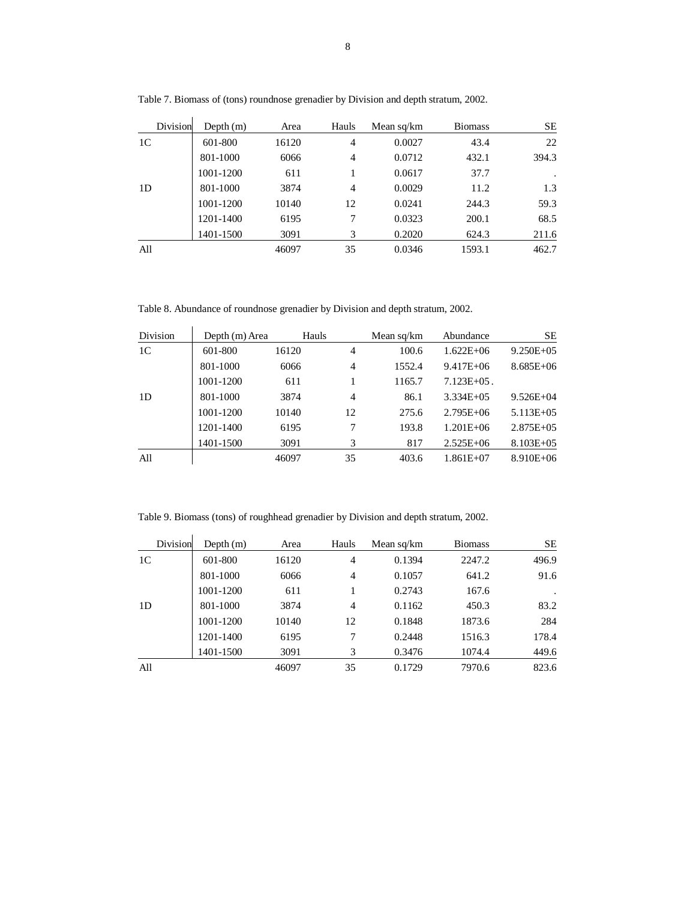Table 7. Biomass of (tons) roundnose grenadier by Division and depth stratum, 2002.

| Division | Depth (m) | Area | Hauls | Mean sq/km | Biomass | SE |
|---|---|---|---|---|---|---|
| 1C | 601-800 | 16120 | 4 | 0.0027 | 43.4 | 22 |
| | 801-1000 | 6066 | 4 | 0.0712 | 432.1 | 394.3 |
| | 1001-1200 | 611 | 1 | 0.0617 | 37.7 | . |
| 1D | 801-1000 | 3874 | 4 | 0.0029 | 11.2 | 1.3 |
| | 1001-1200 | 10140 | 12 | 0.0241 | 244.3 | 59.3 |
| | 1201-1400 | 6195 | 7 | 0.0323 | 200.1 | 68.5 |
| | 1401-1500 | 3091 | 3 | 0.2020 | 624.3 | 211.6 |
| All | | 46097 | 35 | 0.0346 | 1593.1 | 462.7 |

Table 8. Abundance of roundnose grenadier by Division and depth stratum, 2002.

| Division | Depth (m) | Area | Hauls | Mean sq/km | Abundance | SE |
|---|---|---|---|---|---|---|
| 1C | 601-800 | 16120 | 4 | 100.6 | 1.622E+06 | 9.250E+05 |
| | 801-1000 | 6066 | 4 | 1552.4 | 9.417E+06 | 8.685E+06 |
| | 1001-1200 | 611 | 1 | 1165.7 | 7.123E+05 | . |
| 1D | 801-1000 | 3874 | 4 | 86.1 | 3.334E+05 | 9.526E+04 |
| | 1001-1200 | 10140 | 12 | 275.6 | 2.795E+06 | 5.113E+05 |
| | 1201-1400 | 6195 | 7 | 193.8 | 1.201E+06 | 2.875E+05 |
| | 1401-1500 | 3091 | 3 | 817 | 2.525E+06 | 8.103E+05 |
| All | | 46097 | 35 | 403.6 | 1.861E+07 | 8.910E+06 |

Table 9. Biomass (tons) of roughhead grenadier by Division and depth stratum, 2002.

| Division | Depth (m) | Area | Hauls | Mean sq/km | Biomass | SE |
|---|---|---|---|---|---|---|
| 1C | 601-800 | 16120 | 4 | 0.1394 | 2247.2 | 496.9 |
| | 801-1000 | 6066 | 4 | 0.1057 | 641.2 | 91.6 |
| | 1001-1200 | 611 | 1 | 0.2743 | 167.6 | . |
| 1D | 801-1000 | 3874 | 4 | 0.1162 | 450.3 | 83.2 |
| | 1001-1200 | 10140 | 12 | 0.1848 | 1873.6 | 284 |
| | 1201-1400 | 6195 | 7 | 0.2448 | 1516.3 | 178.4 |
| | 1401-1500 | 3091 | 3 | 0.3476 | 1074.4 | 449.6 |
| All | | 46097 | 35 | 0.1729 | 7970.6 | 823.6 |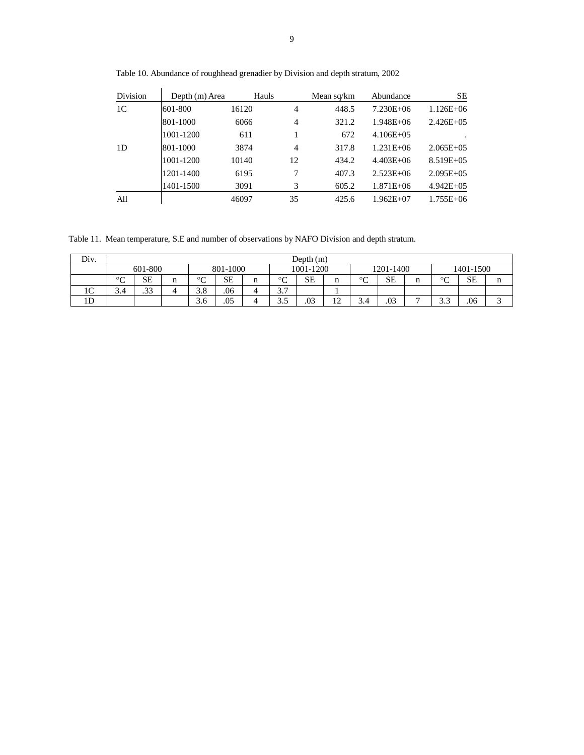Table 10. Abundance of roughhead grenadier by Division and depth stratum, 2002

| Division | Depth (m) | Area | Hauls | Mean sq/km | Abundance | SE |
|---|---|---|---|---|---|---|
| 1C | 601-800 | 16120 | 4 | 448.5 | 7.230E+06 | 1.126E+06 |
| | 801-1000 | 6066 | 4 | 321.2 | 1.948E+06 | 2.426E+05 |
| | 1001-1200 | 611 | 1 | 672 | 4.106E+05 | . |
| 1D | 801-1000 | 3874 | 4 | 317.8 | 1.231E+06 | 2.065E+05 |
| | 1001-1200 | 10140 | 12 | 434.2 | 4.403E+06 | 8.519E+05 |
| | 1201-1400 | 6195 | 7 | 407.3 | 2.523E+06 | 2.095E+05 |
| | 1401-1500 | 3091 | 3 | 605.2 | 1.871E+06 | 4.942E+05 |
| All | | 46097 | 35 | 425.6 | 1.962E+07 | 1.755E+06 |

Table 11. Mean temperature, S.E and number of observations by NAFO Division and depth stratum.

| Div. | Depth (m) | | | | | | | | | | | | | | |
|---|---|---|---|---|---|---|---|---|---|---|---|---|---|---|---|
| | 601-800 | | | 801-1000 | | | 1001-1200 | | | 1201-1400 | | | 1401-1500 | | |
| | °C | SE | n | °C | SE | n | °C | SE | n | °C | SE | n | °C | SE | n |
| 1C | 3.4 | .33 | 4 | 3.8 | .06 | 4 | 3.7 | | 1 | | | | | | |
| 1D | | | | 3.6 | .05 | 4 | 3.5 | .03 | 12 | 3.4 | .03 | 7 | 3.3 | .06 | 3 |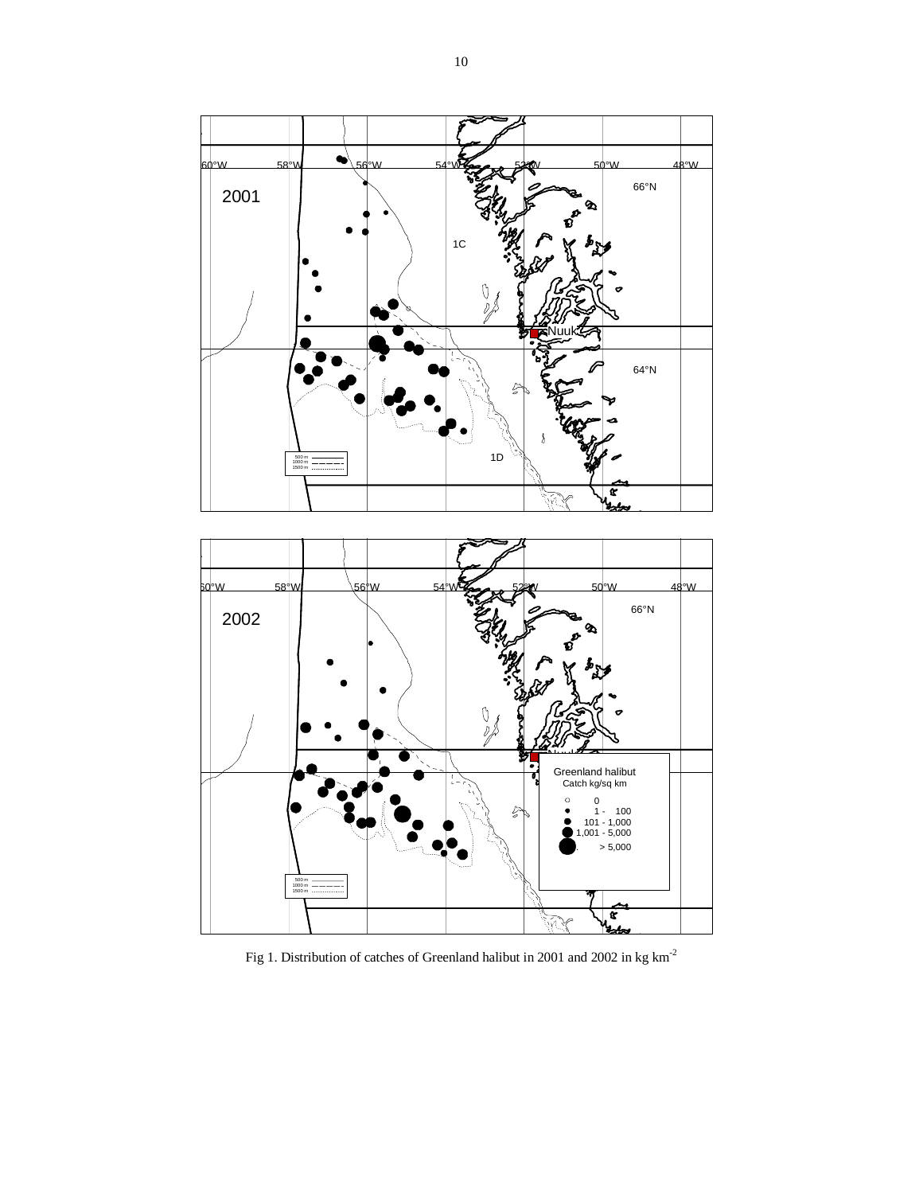Fig 1. Distribution of catches of Greenland halibut in 2001 and 2002 in kg km$^{-2}$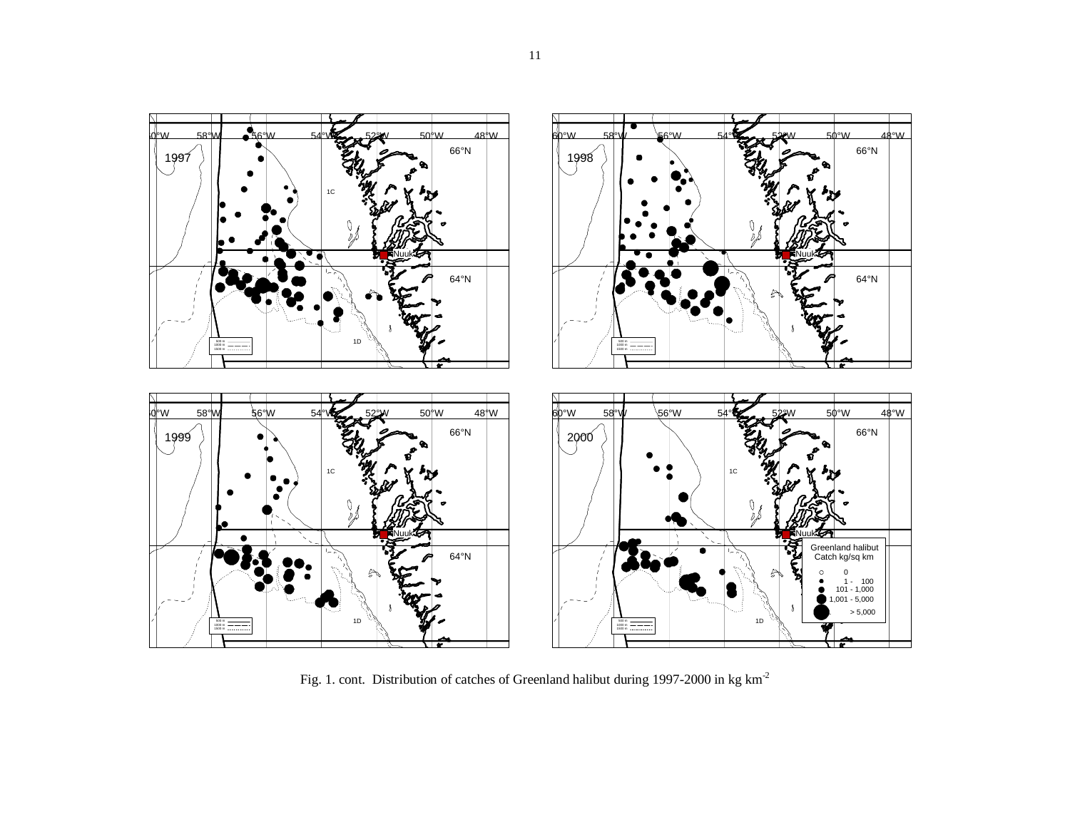Fig. 1. cont. Distribution of catches of Greenland halibut during 1997-2000 in kg km$^{-2}$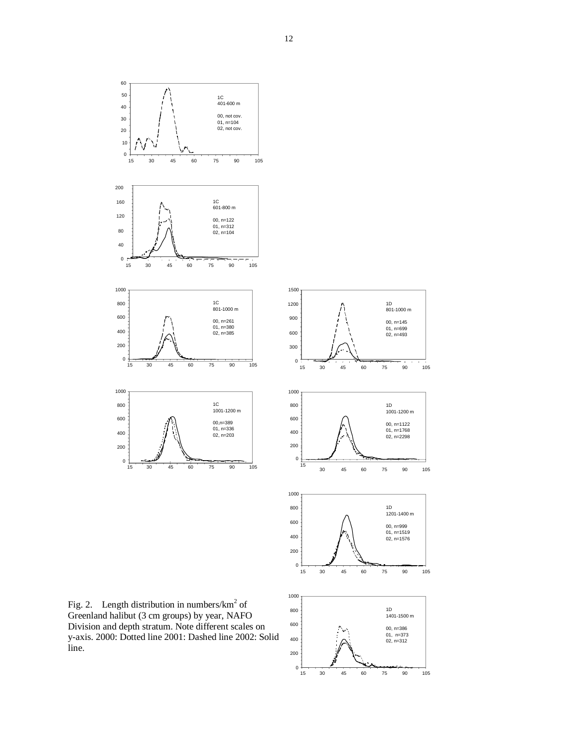Fig. 2. Length distribution in numbers/km$^2$ of Greenland halibut (3 cm groups) by year, NAFO Division and depth stratum. Note different scales on y-axis. 2000: Dotted line 2001: Dashed line 2002: Solid line.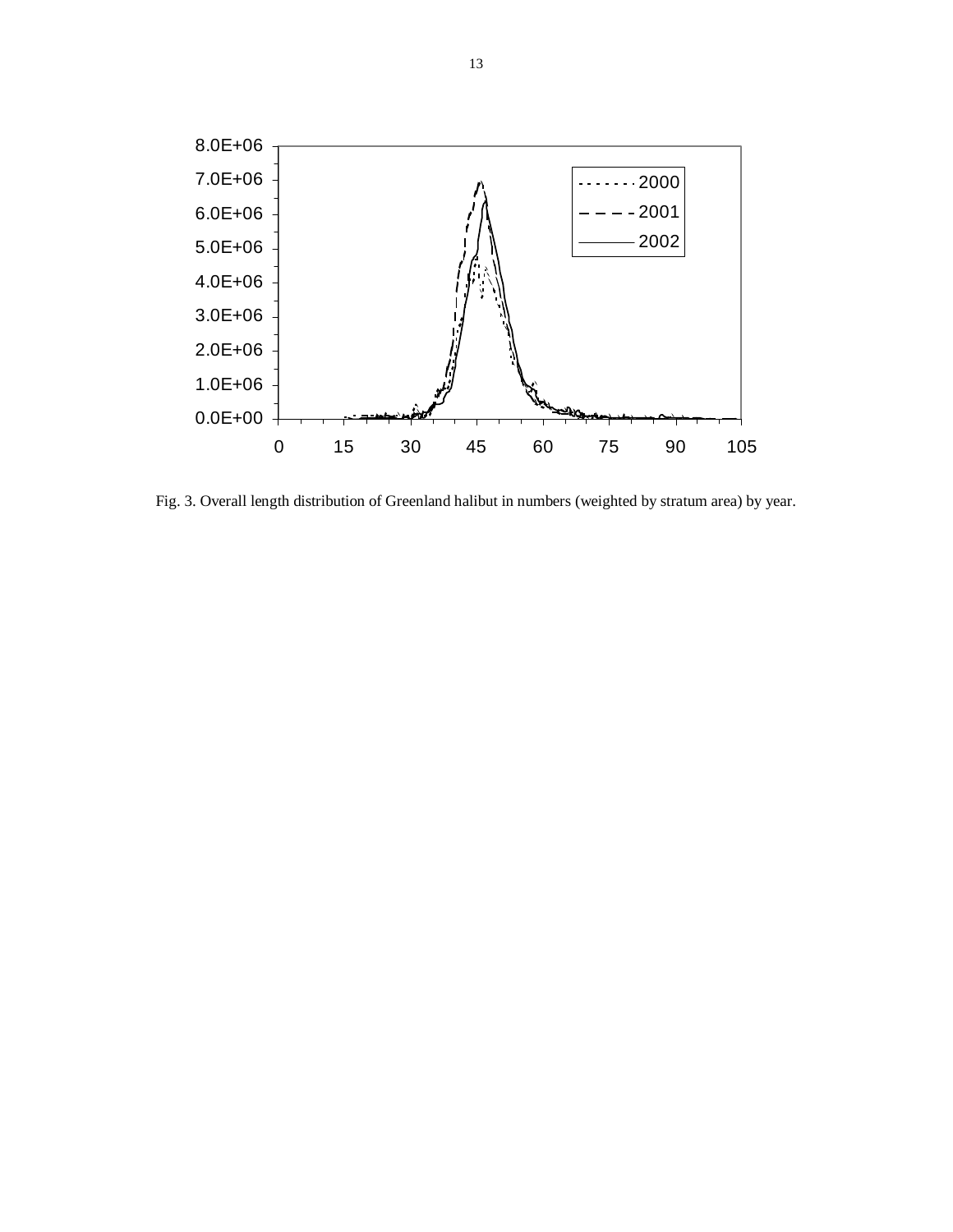Fig. 3. Overall length distribution of Greenland halibut in numbers (weighted by stratum area) by year.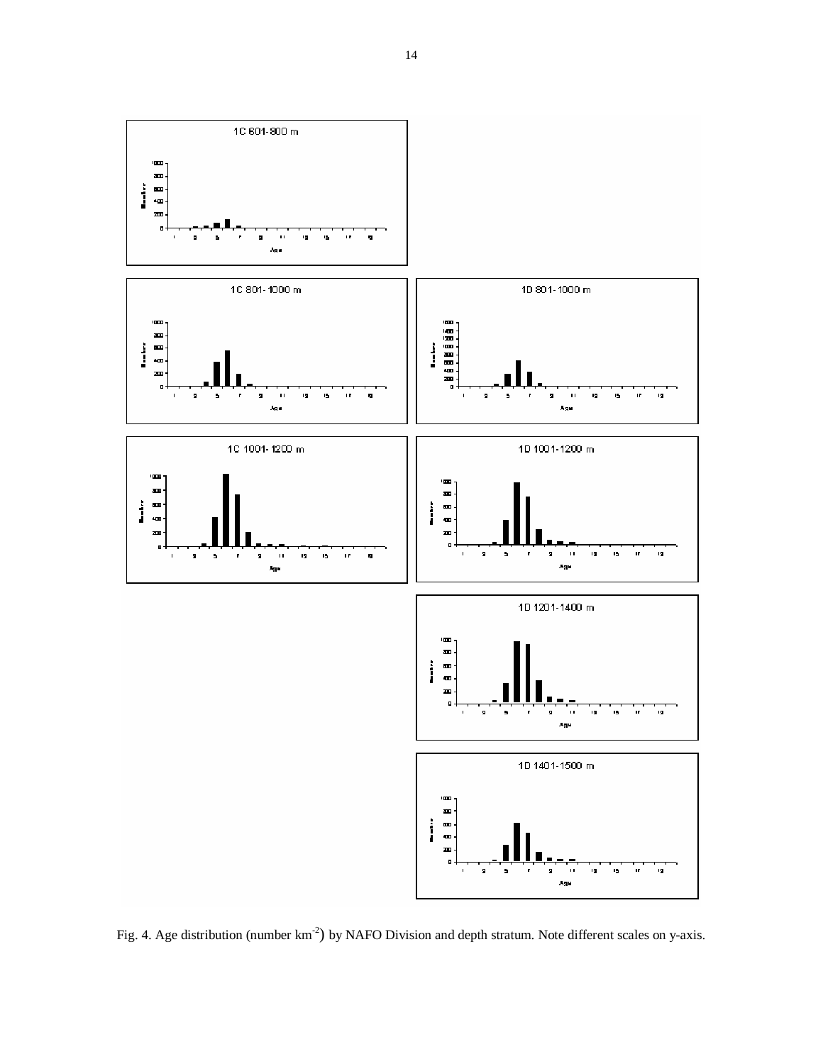Fig. 4. Age distribution (number km$^{-2}$) by NAFO Division and depth stratum. Note different scales on y-axis.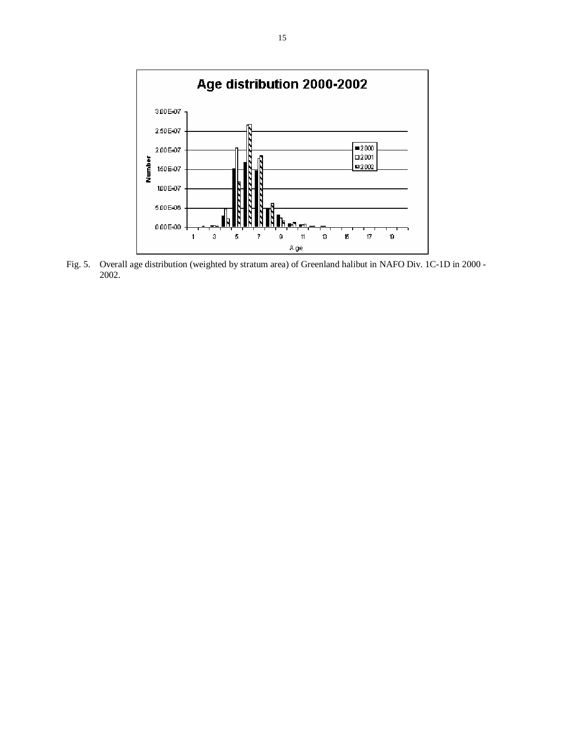Fig. 5. Overall age distribution (weighted by stratum area) of Greenland halibut in NAFO Div. 1C-1D in 2000 - 2002.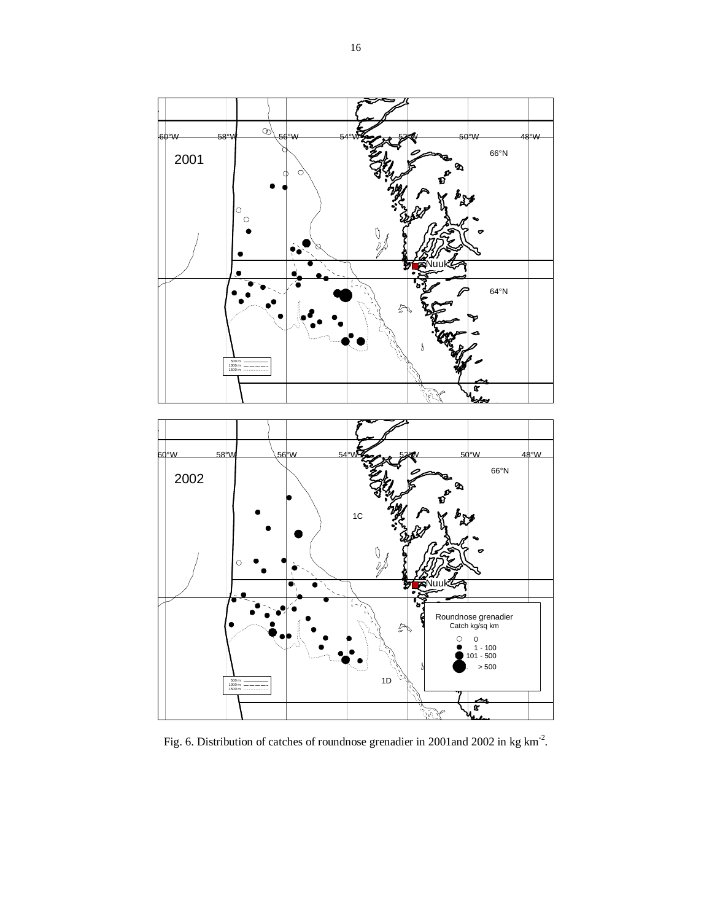Fig. 6. Distribution of catches of roundnose grenadier in 2001and 2002 in kg km$^{-2}$.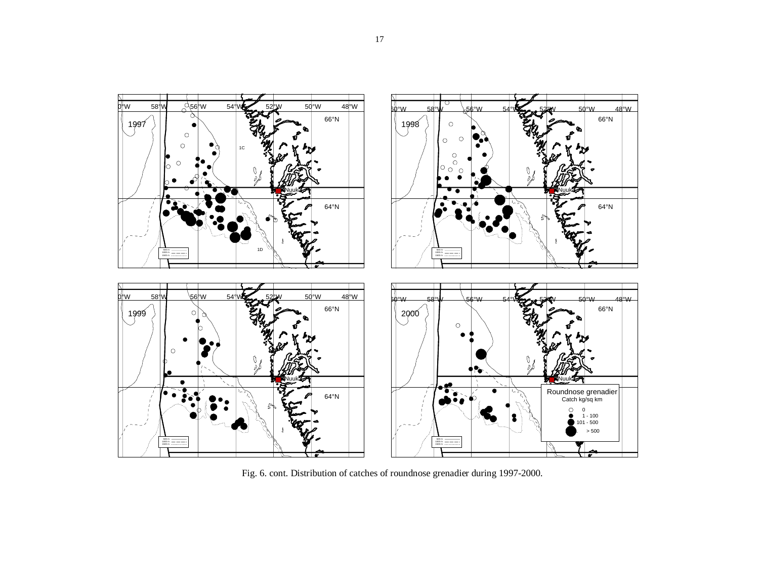Fig. 6. cont. Distribution of catches of roundnose grenadier during 1997-2000.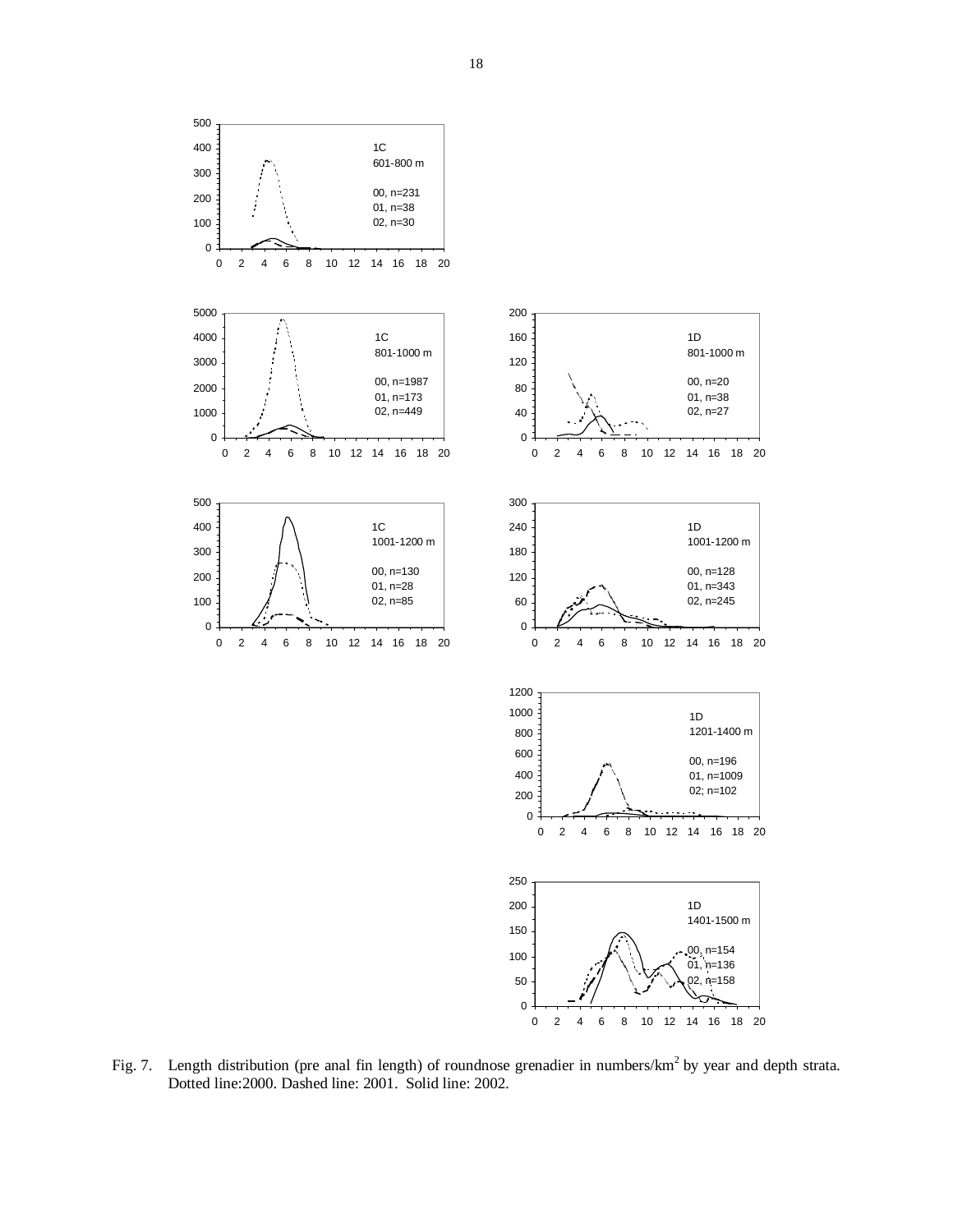Fig. 7. Length distribution (pre anal fin length) of roundnose grenadier in numbers/km$^2$ by year and depth strata. Dotted line:2000. Dashed line: 2001. Solid line: 2002.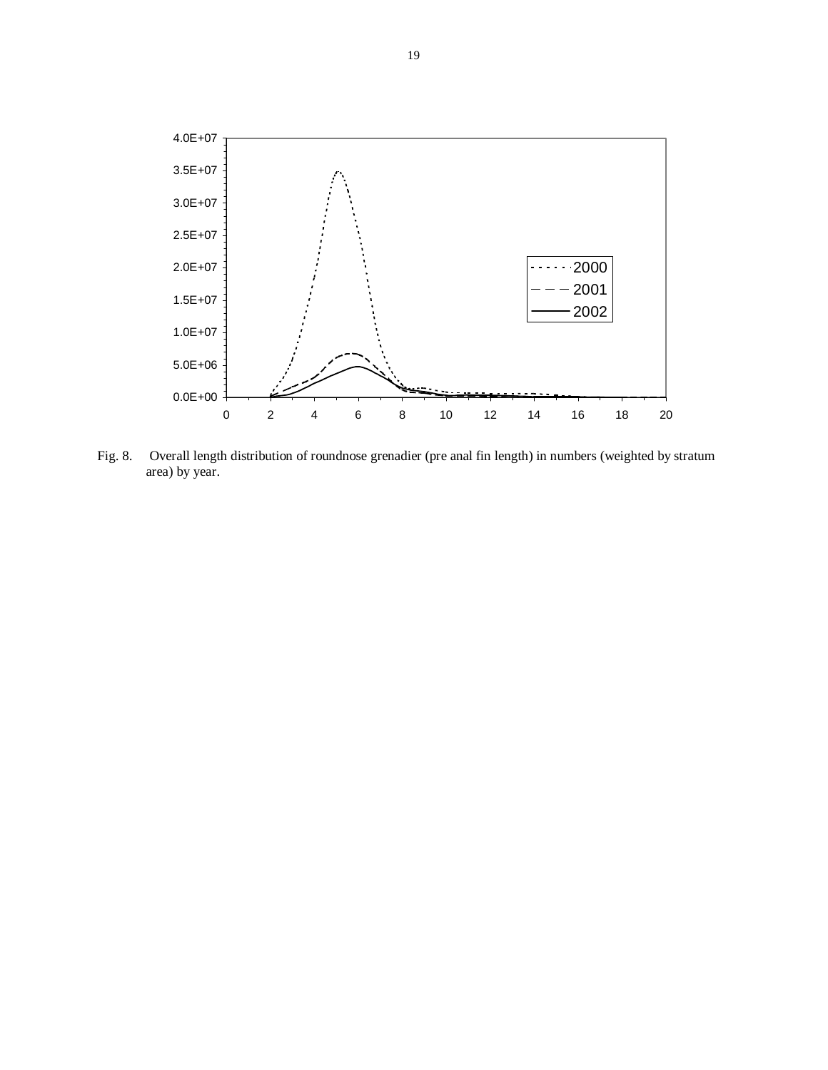Fig. 8. Overall length distribution of roundnose grenadier (pre anal fin length) in numbers (weighted by stratum area) by year.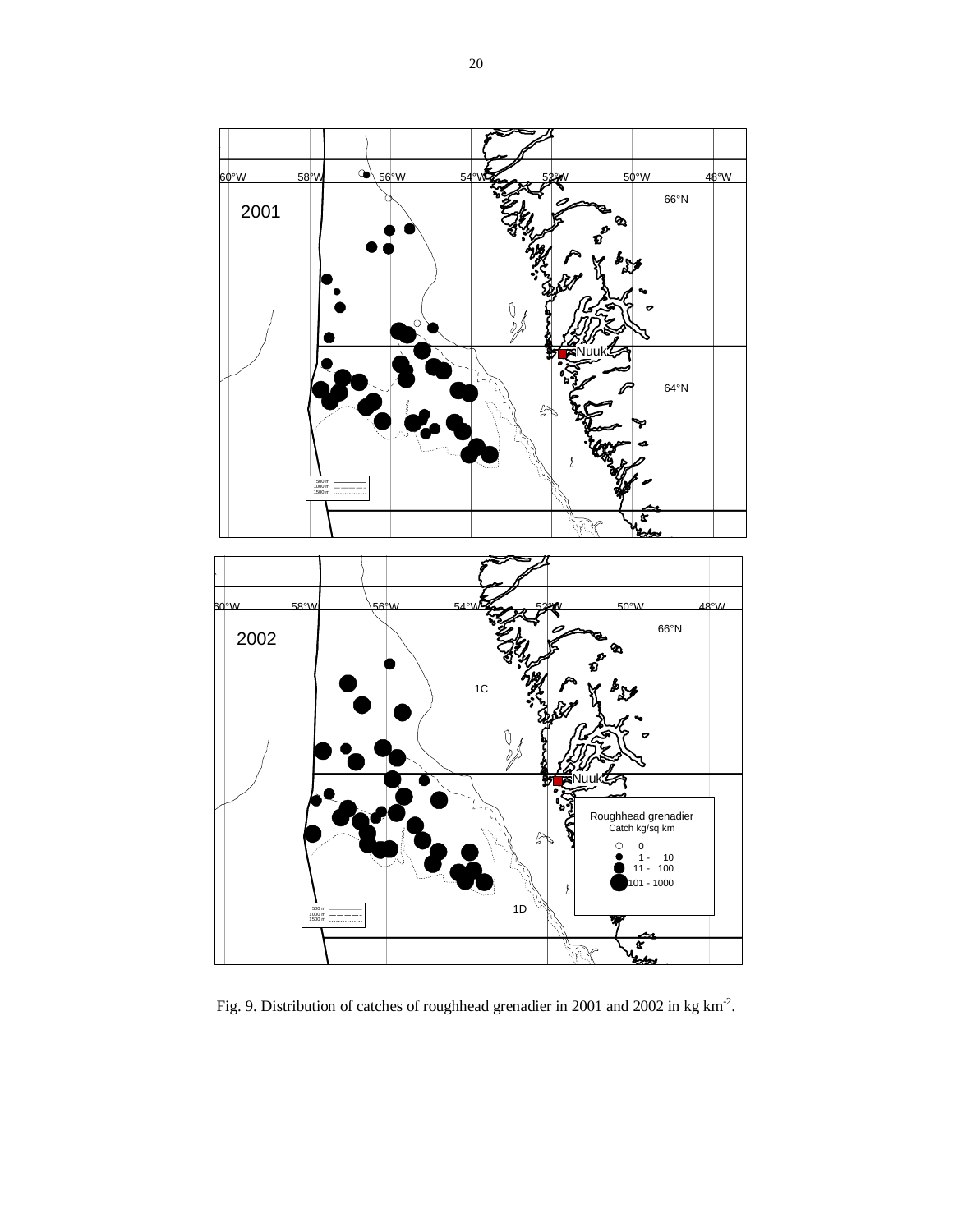Fig. 9. Distribution of catches of roughhead grenadier in 2001 and 2002 in kg km$^{-2}$.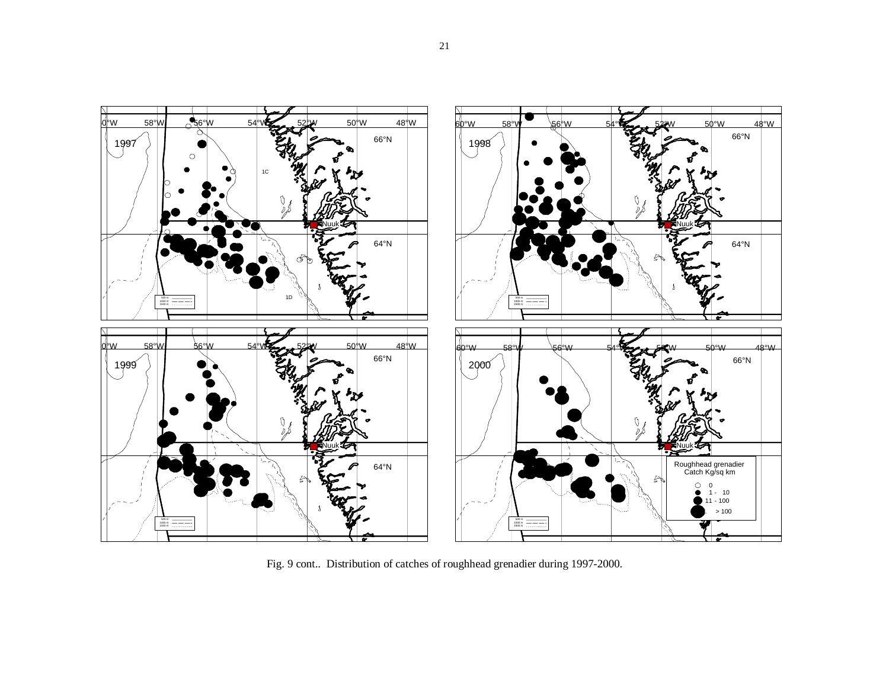Fig. 9 cont.. Distribution of catches of roughhead grenadier during 1997-2000.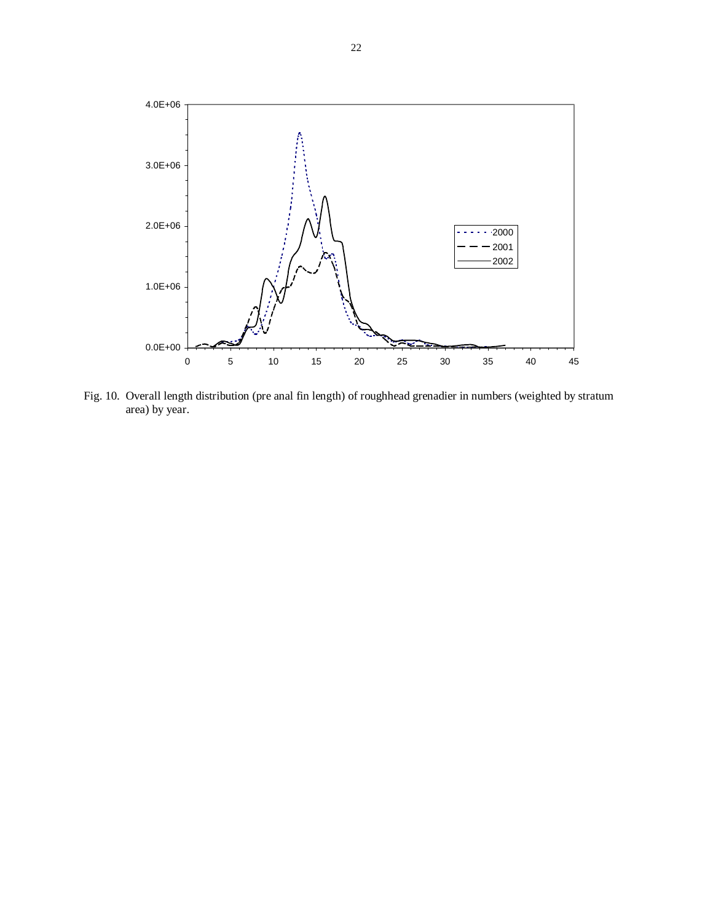Fig. 10. Overall length distribution (pre anal fin length) of roughhead grenadier in numbers (weighted by stratum area) by year.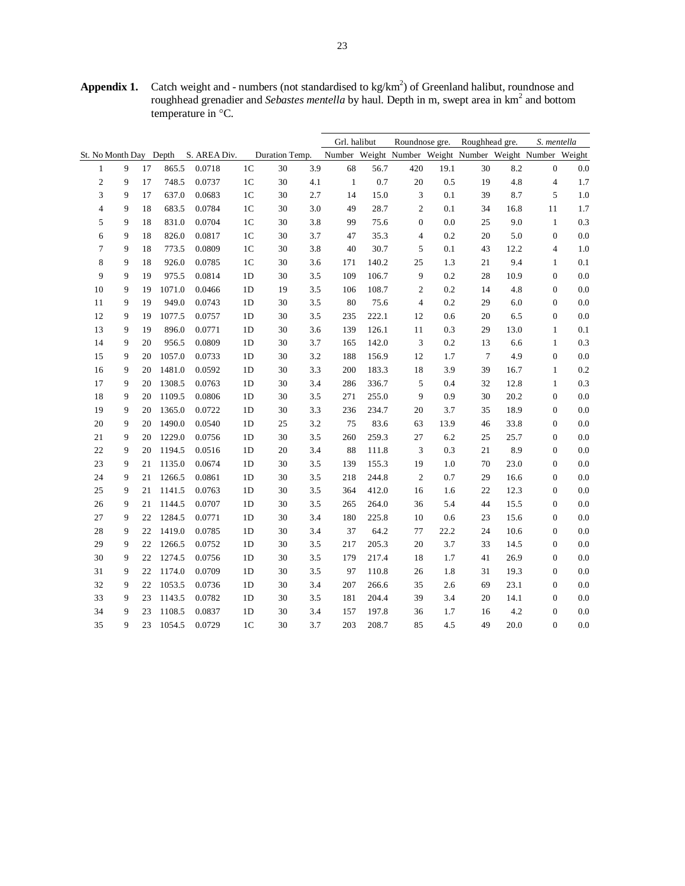**Appendix 1.** Catch weight and - numbers (not standardised to kg/km$^2$) of Greenland halibut, roundnose and roughhead grenadier and *Sebastes mentella* by haul. Depth in m, swept area in km$^2$ and bottom temperature in °C.

| | | | | | | | | Grl. halibut | | Roundnose gre. | | Roughhead gre. | | *S. mentella* | |
|---|---|---|---|---|---|---|---|---|---|---|---|---|---|---|---|
| St. No | Month | Day | Depth | S. AREA | Div. | Duration | Temp. | Number | Weight | Number | Weight | Number | Weight | Number | Weight |
| 1 | 9 | 17 | 865.5 | 0.0718 | 1C | 30 | 3.9 | 68 | 56.7 | 420 | 19.1 | 30 | 8.2 | 0 | 0.0 |
| 2 | 9 | 17 | 748.5 | 0.0737 | 1C | 30 | 4.1 | 1 | 0.7 | 20 | 0.5 | 19 | 4.8 | 4 | 1.7 |
| 3 | 9 | 17 | 637.0 | 0.0683 | 1C | 30 | 2.7 | 14 | 15.0 | 3 | 0.1 | 39 | 8.7 | 5 | 1.0 |
| 4 | 9 | 18 | 683.5 | 0.0784 | 1C | 30 | 3.0 | 49 | 28.7 | 2 | 0.1 | 34 | 16.8 | 11 | 1.7 |
| 5 | 9 | 18 | 831.0 | 0.0704 | 1C | 30 | 3.8 | 99 | 75.6 | 0 | 0.0 | 25 | 9.0 | 1 | 0.3 |
| 6 | 9 | 18 | 826.0 | 0.0817 | 1C | 30 | 3.7 | 47 | 35.3 | 4 | 0.2 | 20 | 5.0 | 0 | 0.0 |
| 7 | 9 | 18 | 773.5 | 0.0809 | 1C | 30 | 3.8 | 40 | 30.7 | 5 | 0.1 | 43 | 12.2 | 4 | 1.0 |
| 8 | 9 | 18 | 926.0 | 0.0785 | 1C | 30 | 3.6 | 171 | 140.2 | 25 | 1.3 | 21 | 9.4 | 1 | 0.1 |
| 9 | 9 | 19 | 975.5 | 0.0814 | 1D | 30 | 3.5 | 109 | 106.7 | 9 | 0.2 | 28 | 10.9 | 0 | 0.0 |
| 10 | 9 | 19 | 1071.0 | 0.0466 | 1D | 19 | 3.5 | 106 | 108.7 | 2 | 0.2 | 14 | 4.8 | 0 | 0.0 |
| 11 | 9 | 19 | 949.0 | 0.0743 | 1D | 30 | 3.5 | 80 | 75.6 | 4 | 0.2 | 29 | 6.0 | 0 | 0.0 |
| 12 | 9 | 19 | 1077.5 | 0.0757 | 1D | 30 | 3.5 | 235 | 222.1 | 12 | 0.6 | 20 | 6.5 | 0 | 0.0 |
| 13 | 9 | 19 | 896.0 | 0.0771 | 1D | 30 | 3.6 | 139 | 126.1 | 11 | 0.3 | 29 | 13.0 | 1 | 0.1 |
| 14 | 9 | 20 | 956.5 | 0.0809 | 1D | 30 | 3.7 | 165 | 142.0 | 3 | 0.2 | 13 | 6.6 | 1 | 0.3 |
| 15 | 9 | 20 | 1057.0 | 0.0733 | 1D | 30 | 3.2 | 188 | 156.9 | 12 | 1.7 | 7 | 4.9 | 0 | 0.0 |
| 16 | 9 | 20 | 1481.0 | 0.0592 | 1D | 30 | 3.3 | 200 | 183.3 | 18 | 3.9 | 39 | 16.7 | 1 | 0.2 |
| 17 | 9 | 20 | 1308.5 | 0.0763 | 1D | 30 | 3.4 | 286 | 336.7 | 5 | 0.4 | 32 | 12.8 | 1 | 0.3 |
| 18 | 9 | 20 | 1109.5 | 0.0806 | 1D | 30 | 3.5 | 271 | 255.0 | 9 | 0.9 | 30 | 20.2 | 0 | 0.0 |
| 19 | 9 | 20 | 1365.0 | 0.0722 | 1D | 30 | 3.3 | 236 | 234.7 | 20 | 3.7 | 35 | 18.9 | 0 | 0.0 |
| 20 | 9 | 20 | 1490.0 | 0.0540 | 1D | 25 | 3.2 | 75 | 83.6 | 63 | 13.9 | 46 | 33.8 | 0 | 0.0 |
| 21 | 9 | 20 | 1229.0 | 0.0756 | 1D | 30 | 3.5 | 260 | 259.3 | 27 | 6.2 | 25 | 25.7 | 0 | 0.0 |
| 22 | 9 | 20 | 1194.5 | 0.0516 | 1D | 20 | 3.4 | 88 | 111.8 | 3 | 0.3 | 21 | 8.9 | 0 | 0.0 |
| 23 | 9 | 21 | 1135.0 | 0.0674 | 1D | 30 | 3.5 | 139 | 155.3 | 19 | 1.0 | 70 | 23.0 | 0 | 0.0 |
| 24 | 9 | 21 | 1266.5 | 0.0861 | 1D | 30 | 3.5 | 218 | 244.8 | 2 | 0.7 | 29 | 16.6 | 0 | 0.0 |
| 25 | 9 | 21 | 1141.5 | 0.0763 | 1D | 30 | 3.5 | 364 | 412.0 | 16 | 1.6 | 22 | 12.3 | 0 | 0.0 |
| 26 | 9 | 21 | 1144.5 | 0.0707 | 1D | 30 | 3.5 | 265 | 264.0 | 36 | 5.4 | 44 | 15.5 | 0 | 0.0 |
| 27 | 9 | 22 | 1284.5 | 0.0771 | 1D | 30 | 3.4 | 180 | 225.8 | 10 | 0.6 | 23 | 15.6 | 0 | 0.0 |
| 28 | 9 | 22 | 1419.0 | 0.0785 | 1D | 30 | 3.4 | 37 | 64.2 | 77 | 22.2 | 24 | 10.6 | 0 | 0.0 |
| 29 | 9 | 22 | 1266.5 | 0.0752 | 1D | 30 | 3.5 | 217 | 205.3 | 20 | 3.7 | 33 | 14.5 | 0 | 0.0 |
| 30 | 9 | 22 | 1274.5 | 0.0756 | 1D | 30 | 3.5 | 179 | 217.4 | 18 | 1.7 | 41 | 26.9 | 0 | 0.0 |
| 31 | 9 | 22 | 1174.0 | 0.0709 | 1D | 30 | 3.5 | 97 | 110.8 | 26 | 1.8 | 31 | 19.3 | 0 | 0.0 |
| 32 | 9 | 22 | 1053.5 | 0.0736 | 1D | 30 | 3.4 | 207 | 266.6 | 35 | 2.6 | 69 | 23.1 | 0 | 0.0 |
| 33 | 9 | 23 | 1143.5 | 0.0782 | 1D | 30 | 3.5 | 181 | 204.4 | 39 | 3.4 | 20 | 14.1 | 0 | 0.0 |
| 34 | 9 | 23 | 1108.5 | 0.0837 | 1D | 30 | 3.4 | 157 | 197.8 | 36 | 1.7 | 16 | 4.2 | 0 | 0.0 |
| 35 | 9 | 23 | 1054.5 | 0.0729 | 1C | 30 | 3.7 | 203 | 208.7 | 85 | 4.5 | 49 | 20.0 | 0 | 0.0 |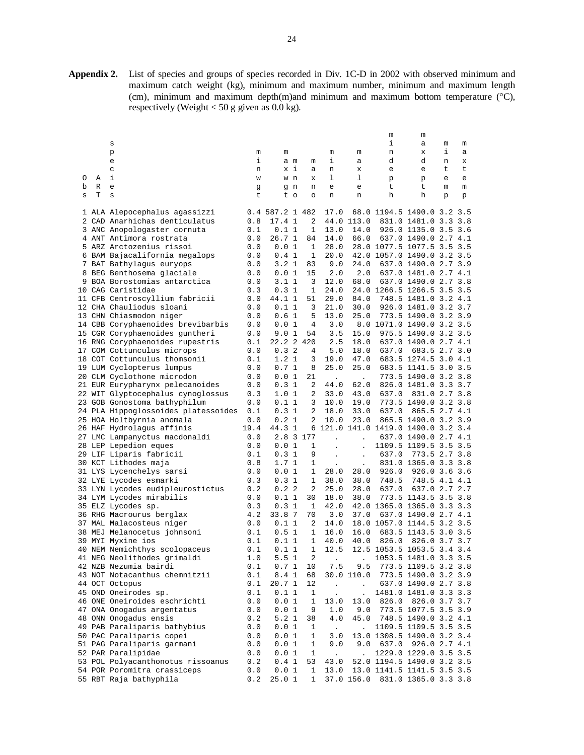**Appendix 2.** List of species and groups of species recorded in Div. 1C-D in 2002 with observed minimum and maximum catch weight (kg), minimum and maximum number, minimum and maximum length (cm), minimum and maximum depth(m)and minimum and maximum bottom temperature (°C), respectively (Weight < 50 g given as 0.0 kg).

| Obs | ART | species | minwgt | maxwgt | minno | maxno | minlen | maxlen | mindepth | maxdepth | mintemp | maxtemp |
|---|---|---|---|---|---|---|---|---|---|---|---|---|
| 1 | ALA | Alepocephalus agassizzi | 0.4 | 587.2 | 1 | 482 | 17.0 | 68.0 | 1194.5 | 1490.0 | 3.2 | 3.5 |
| 2 | CAD | Anarhichas denticulatus | 0.8 | 17.4 | 1 | 2 | 44.0 | 113.0 | 831.0 | 1481.0 | 3.3 | 3.8 |
| 3 | ANC | Anopologaster cornuta | 0.1 | 0.1 | 1 | 1 | 13.0 | 14.0 | 926.0 | 1135.0 | 3.5 | 3.6 |
| 4 | ANT | Antimora rostrata | 0.0 | 26.7 | 1 | 84 | 14.0 | 66.0 | 637.0 | 1490.0 | 2.7 | 4.1 |
| 5 | ARZ | Arctozenius rissoi | 0.0 | 0.0 | 1 | 1 | 28.0 | 28.0 | 1077.5 | 1077.5 | 3.5 | 3.5 |
| 6 | BAM | Bajacalifornia megalops | 0.0 | 0.4 | 1 | 1 | 20.0 | 42.0 | 1057.0 | 1490.0 | 3.2 | 3.5 |
| 7 | BAT | Bathylagus euryops | 0.0 | 3.2 | 1 | 83 | 9.0 | 24.0 | 637.0 | 1490.0 | 2.7 | 3.9 |
| 8 | BEG | Benthosema glaciale | 0.0 | 0.0 | 1 | 15 | 2.0 | 2.0 | 637.0 | 1481.0 | 2.7 | 4.1 |
| 9 | BOA | Borostomias antarctica | 0.0 | 3.1 | 1 | 3 | 12.0 | 68.0 | 637.0 | 1490.0 | 2.7 | 3.8 |
| 10 | CAG | Caristidae | 0.3 | 0.3 | 1 | 1 | 24.0 | 24.0 | 1266.5 | 1266.5 | 3.5 | 3.5 |
| 11 | CFB | Centroscyllium fabricii | 0.0 | 44.1 | 1 | 51 | 29.0 | 84.0 | 748.5 | 1481.0 | 3.2 | 4.1 |
| 12 | CHA | Chauliodus sloani | 0.0 | 0.1 | 1 | 3 | 21.0 | 30.0 | 926.0 | 1481.0 | 3.2 | 3.7 |
| 13 | CHN | Chiasmodon niger | 0.0 | 0.6 | 1 | 5 | 13.0 | 25.0 | 773.5 | 1490.0 | 3.2 | 3.9 |
| 14 | CBB | Coryphaenoides brevibarbis | 0.0 | 0.0 | 1 | 4 | 3.0 | 8.0 | 1071.0 | 1490.0 | 3.2 | 3.5 |
| 15 | CGR | Coryphaenoides guntheri | 0.0 | 9.0 | 1 | 54 | 3.5 | 15.0 | 975.5 | 1490.0 | 3.2 | 3.5 |
| 16 | RNG | Coryphaenoides rupestris | 0.1 | 22.2 | 2 | 420 | 2.5 | 18.0 | 637.0 | 1490.0 | 2.7 | 4.1 |
| 17 | COM | Cottunculus microps | 0.0 | 0.3 | 2 | 4 | 5.0 | 18.0 | 637.0 | 683.5 | 2.7 | 3.0 |
| 18 | COT | Cottunculus thomsonii | 0.1 | 1.2 | 1 | 3 | 19.0 | 47.0 | 683.5 | 1274.5 | 3.0 | 4.1 |
| 19 | LUM | Cyclopterus lumpus | 0.0 | 0.7 | 1 | 8 | 25.0 | 25.0 | 683.5 | 1141.5 | 3.0 | 3.5 |
| 20 | CLM | Cyclothone microdon | 0.0 | 0.0 | 1 | 21 | . | . | 773.5 | 1490.0 | 3.2 | 3.8 |
| 21 | EUR | Eurypharynx pelecanoides | 0.0 | 0.3 | 1 | 2 | 44.0 | 62.0 | 826.0 | 1481.0 | 3.3 | 3.7 |
| 22 | WIT | Glyptocephalus cynoglossus | 0.3 | 1.0 | 1 | 2 | 33.0 | 43.0 | 637.0 | 831.0 | 2.7 | 3.8 |
| 23 | GOB | Gonostoma bathyphilum | 0.0 | 0.1 | 1 | 3 | 10.0 | 19.0 | 773.5 | 1490.0 | 3.2 | 3.8 |
| 24 | PLA | Hippoglossoides platessoides | 0.1 | 0.3 | 1 | 2 | 18.0 | 33.0 | 637.0 | 865.5 | 2.7 | 4.1 |
| 25 | HOA | Holtbyrnia anomala | 0.0 | 0.2 | 1 | 2 | 10.0 | 23.0 | 865.5 | 1490.0 | 3.2 | 3.9 |
| 26 | HAF | Hydrolagus affinis | 19.4 | 44.3 | 1 | 6 | 121.0 | 141.0 | 1419.0 | 1490.0 | 3.2 | 3.4 |
| 27 | LMC | Lampanyctus macdonaldi | 0.0 | 2.8 | 3 | 177 | . | . | 637.0 | 1490.0 | 2.7 | 4.1 |
| 28 | LEP | Lepedion eques | 0.0 | 0.0 | 1 | 1 | . | . | 1109.5 | 1109.5 | 3.5 | 3.5 |
| 29 | LIF | Liparis fabricii | 0.1 | 0.3 | 1 | 9 | . | . | 637.0 | 773.5 | 2.7 | 3.8 |
| 30 | KCT | Lithodes maja | 0.8 | 1.7 | 1 | 1 | . | . | 831.0 | 1365.0 | 3.3 | 3.8 |
| 31 | LYS | Lycenchelys sarsi | 0.0 | 0.0 | 1 | 1 | 28.0 | 28.0 | 926.0 | 926.0 | 3.6 | 3.6 |
| 32 | LYE | Lycodes esmarki | 0.3 | 0.3 | 1 | 1 | 38.0 | 38.0 | 748.5 | 748.5 | 4.1 | 4.1 |
| 33 | LYN | Lycodes eudipleurostictus | 0.2 | 0.2 | 2 | 2 | 25.0 | 28.0 | 637.0 | 637.0 | 2.7 | 2.7 |
| 34 | LYM | Lycodes mirabilis | 0.0 | 0.1 | 1 | 30 | 18.0 | 38.0 | 773.5 | 1143.5 | 3.5 | 3.8 |
| 35 | ELZ | Lycodes sp. | 0.3 | 0.3 | 1 | 1 | 42.0 | 42.0 | 1365.0 | 1365.0 | 3.3 | 3.3 |
| 36 | RHG | Macrourus berglax | 4.2 | 33.8 | 7 | 70 | 3.0 | 37.0 | 637.0 | 1490.0 | 2.7 | 4.1 |
| 37 | MAL | Malacosteus niger | 0.0 | 0.1 | 1 | 2 | 14.0 | 18.0 | 1057.0 | 1144.5 | 3.2 | 3.5 |
| 38 | MEJ | Melanocetus johnsoni | 0.1 | 0.5 | 1 | 1 | 16.0 | 16.0 | 683.5 | 1143.5 | 3.0 | 3.5 |
| 39 | MYI | Myxine ios | 0.1 | 0.1 | 1 | 1 | 40.0 | 40.0 | 826.0 | 826.0 | 3.7 | 3.7 |
| 40 | NEM | Nemichthys scolopaceus | 0.1 | 0.1 | 1 | 1 | 12.5 | 12.5 | 1053.5 | 1053.5 | 3.4 | 3.4 |
| 41 | NEG | Neolithodes grimaldi | 1.0 | 5.5 | 1 | 2 | . | . | 1053.5 | 1481.0 | 3.3 | 3.5 |
| 42 | NZB | Nezumia bairdi | 0.1 | 0.7 | 1 | 10 | 7.5 | 9.5 | 773.5 | 1109.5 | 3.2 | 3.8 |
| 43 | NOT | Notacanthus chemnitzii | 0.1 | 8.4 | 1 | 68 | 30.0 | 110.0 | 773.5 | 1490.0 | 3.2 | 3.9 |
| 44 | OCT | Octopus | 0.1 | 20.7 | 1 | 12 | . | . | 637.0 | 1490.0 | 2.7 | 3.8 |
| 45 | OND | Oneirodes sp. | 0.1 | 0.1 | 1 | 1 | . | . | 1481.0 | 1481.0 | 3.3 | 3.3 |
| 46 | ONE | Oneiroides eschrichti | 0.0 | 0.0 | 1 | 1 | 13.0 | 13.0 | 826.0 | 826.0 | 3.7 | 3.7 |
| 47 | ONA | Onogadus argentatus | 0.0 | 0.0 | 1 | 9 | 1.0 | 9.0 | 773.5 | 1077.5 | 3.5 | 3.9 |
| 48 | ONN | Onogadus ensis | 0.2 | 5.2 | 1 | 38 | 4.0 | 45.0 | 748.5 | 1490.0 | 3.2 | 4.1 |
| 49 | PAB | Paraliparis bathybius | 0.0 | 0.0 | 1 | 1 | . | . | 1109.5 | 1109.5 | 3.5 | 3.5 |
| 50 | PAC | Paraliparis copei | 0.0 | 0.0 | 1 | 1 | 3.0 | 13.0 | 1308.5 | 1490.0 | 3.2 | 3.4 |
| 51 | PAG | Paraliparis garmani | 0.0 | 0.0 | 1 | 1 | 9.0 | 9.0 | 637.0 | 926.0 | 2.7 | 4.1 |
| 52 | PAR | Paralipidae | 0.0 | 0.0 | 1 | 1 | . | . | 1229.0 | 1229.0 | 3.5 | 3.5 |
| 53 | POL | Polyacanthonotus rissoanus | 0.2 | 0.4 | 1 | 53 | 43.0 | 52.0 | 1194.5 | 1490.0 | 3.2 | 3.5 |
| 54 | POR | Poromitra crassiceps | 0.0 | 0.0 | 1 | 1 | 13.0 | 13.0 | 1141.5 | 1141.5 | 3.5 | 3.5 |
| 55 | RBT | Raja bathyphila | 0.2 | 25.0 | 1 | 1 | 37.0 | 156.0 | 831.0 | 1365.0 | 3.3 | 3.8 |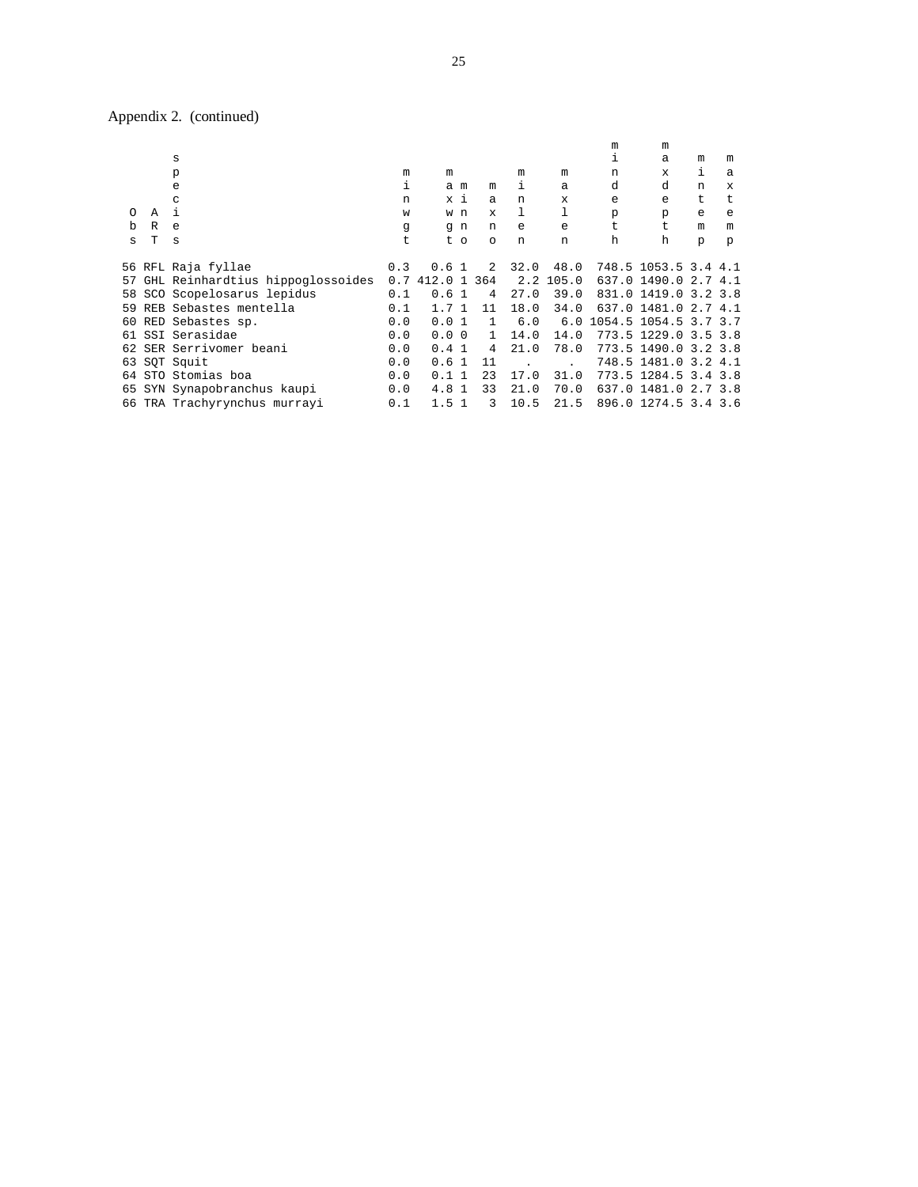Appendix 2. (continued)

| Obs | ART | species | minwgt | maxwgt | minno | maxno | minlen | maxlen | mindepth | maxdepth | mintemp | maxtemp |
|---|---|---|---|---|---|---|---|---|---|---|---|---|
| 56 | RFL | Raja fyllae | 0.3 | 0.6 | 1 | 2 | 32.0 | 48.0 | 748.5 | 1053.5 | 3.4 | 4.1 |
| 57 | GHL | Reinhardtius hippoglossoides | 0.7 | 412.0 | 1 | 364 | 2.2 | 105.0 | 637.0 | 1490.0 | 2.7 | 4.1 |
| 58 | SCO | Scopelosarus lepidus | 0.1 | 0.6 | 1 | 4 | 27.0 | 39.0 | 831.0 | 1419.0 | 3.2 | 3.8 |
| 59 | REB | Sebastes mentella | 0.1 | 1.7 | 1 | 11 | 18.0 | 34.0 | 637.0 | 1481.0 | 2.7 | 4.1 |
| 60 | RED | Sebastes sp. | 0.0 | 0.0 | 1 | 1 | 6.0 | 6.0 | 1054.5 | 1054.5 | 3.7 | 3.7 |
| 61 | SSI | Serasidae | 0.0 | 0.0 | 0 | 1 | 14.0 | 14.0 | 773.5 | 1229.0 | 3.5 | 3.8 |
| 62 | SER | Serrivomer beani | 0.0 | 0.4 | 1 | 4 | 21.0 | 78.0 | 773.5 | 1490.0 | 3.2 | 3.8 |
| 63 | SQT | Squit | 0.0 | 0.6 | 1 | 11 | . | . | 748.5 | 1481.0 | 3.2 | 4.1 |
| 64 | STO | Stomias boa | 0.0 | 0.1 | 1 | 23 | 17.0 | 31.0 | 773.5 | 1284.5 | 3.4 | 3.8 |
| 65 | SYN | Synapobranchus kaupi | 0.0 | 4.8 | 1 | 33 | 21.0 | 70.0 | 637.0 | 1481.0 | 2.7 | 3.8 |
| 66 | TRA | Trachyrynchus murrayi | 0.1 | 1.5 | 1 | 3 | 10.5 | 21.5 | 896.0 | 1274.5 | 3.4 | 3.6 |